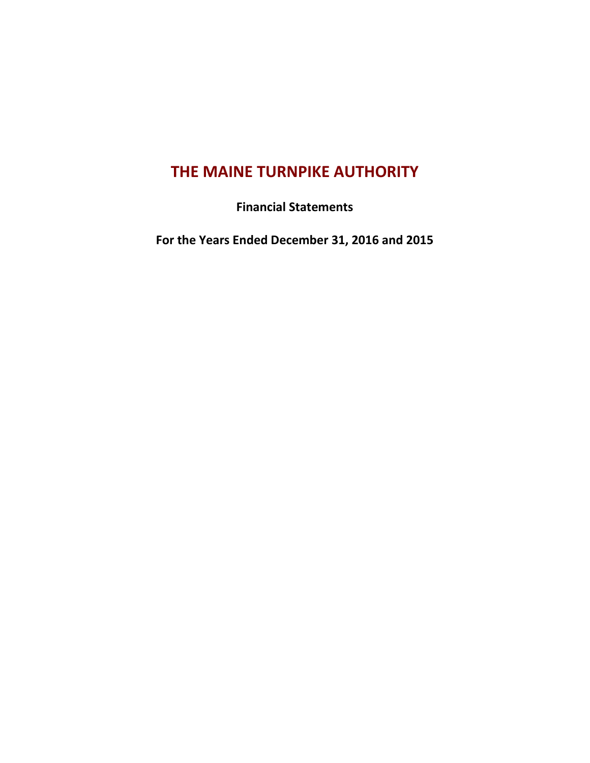# THE MAINE TURNPIKE AUTHORITY

**Financial Statements**

**For the Years Ended December 31, 2016 and 2015**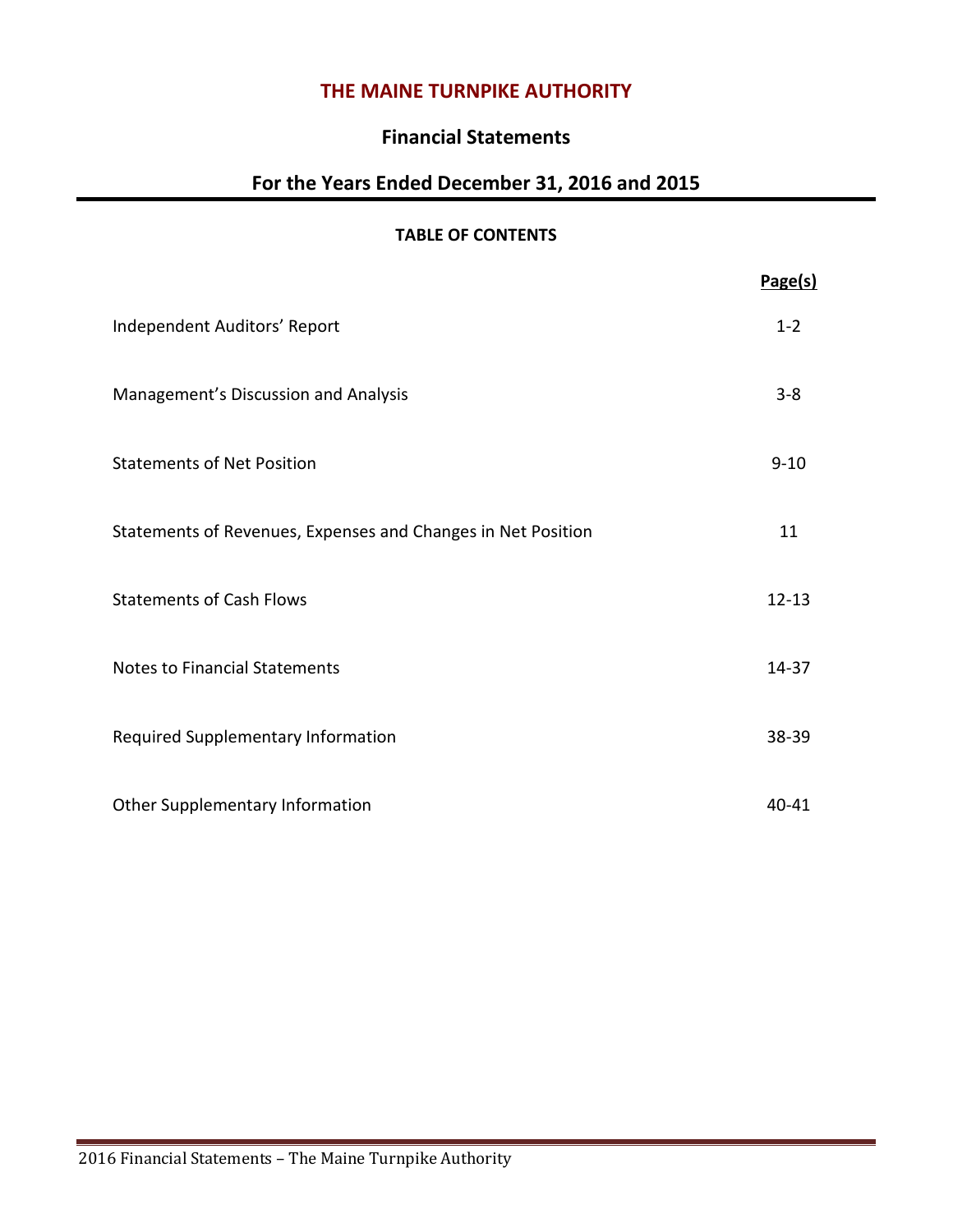# THE MAINE TURNPIKE AUTHORITY

## Financial Statements

## For the Years Ended December 31, 2016 and 2015

**TABLE OF CONTENTS**

| | Page(s) |
|---|---|
| Independent Auditors' Report | 1-2 |
| Management's Discussion and Analysis | 3-8 |
| Statements of Net Position | 9-10 |
| Statements of Revenues, Expenses and Changes in Net Position | 11 |
| Statements of Cash Flows | 12-13 |
| Notes to Financial Statements | 14-37 |
| Required Supplementary Information | 38-39 |
| Other Supplementary Information | 40-41 |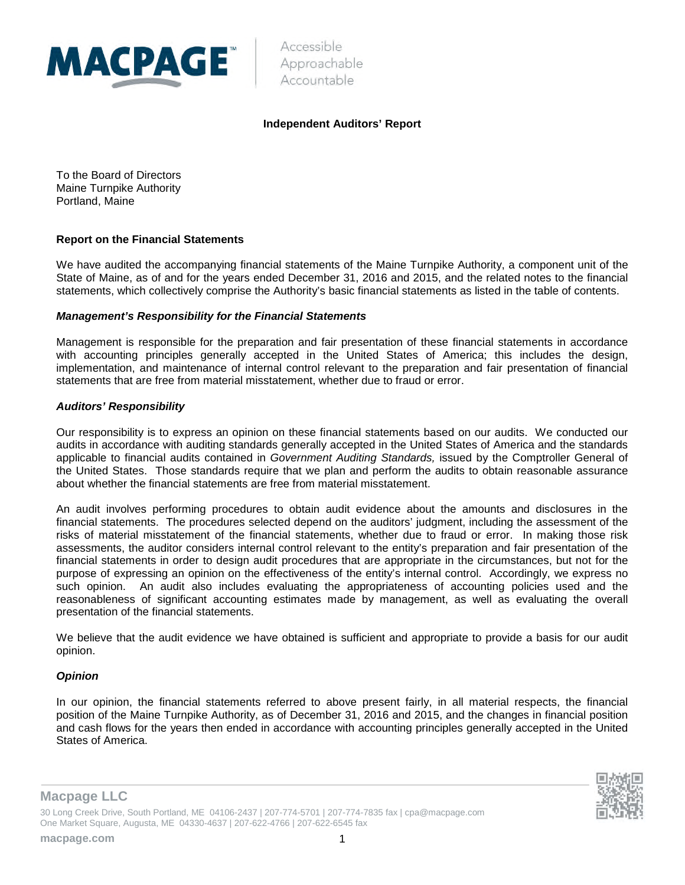MACPAGE™

Accessible
Approachable
Accountable

## Independent Auditors' Report

To the Board of Directors
Maine Turnpike Authority
Portland, Maine

### Report on the Financial Statements

We have audited the accompanying financial statements of the Maine Turnpike Authority, a component unit of the State of Maine, as of and for the years ended December 31, 2016 and 2015, and the related notes to the financial statements, which collectively comprise the Authority's basic financial statements as listed in the table of contents.

***Management's Responsibility for the Financial Statements***

Management is responsible for the preparation and fair presentation of these financial statements in accordance with accounting principles generally accepted in the United States of America; this includes the design, implementation, and maintenance of internal control relevant to the preparation and fair presentation of financial statements that are free from material misstatement, whether due to fraud or error.

***Auditors' Responsibility***

Our responsibility is to express an opinion on these financial statements based on our audits. We conducted our audits in accordance with auditing standards generally accepted in the United States of America and the standards applicable to financial audits contained in *Government Auditing Standards,* issued by the Comptroller General of the United States. Those standards require that we plan and perform the audits to obtain reasonable assurance about whether the financial statements are free from material misstatement.

An audit involves performing procedures to obtain audit evidence about the amounts and disclosures in the financial statements. The procedures selected depend on the auditors' judgment, including the assessment of the risks of material misstatement of the financial statements, whether due to fraud or error. In making those risk assessments, the auditor considers internal control relevant to the entity's preparation and fair presentation of the financial statements in order to design audit procedures that are appropriate in the circumstances, but not for the purpose of expressing an opinion on the effectiveness of the entity's internal control. Accordingly, we express no such opinion. An audit also includes evaluating the appropriateness of accounting policies used and the reasonableness of significant accounting estimates made by management, as well as evaluating the overall presentation of the financial statements.

We believe that the audit evidence we have obtained is sufficient and appropriate to provide a basis for our audit opinion.

***Opinion***

In our opinion, the financial statements referred to above present fairly, in all material respects, the financial position of the Maine Turnpike Authority, as of December 31, 2016 and 2015, and the changes in financial position and cash flows for the years then ended in accordance with accounting principles generally accepted in the United States of America.

**Macpage LLC**
30 Long Creek Drive, South Portland, ME 04106-2437 | 207-774-5701 | 207-774-7835 fax | cpa@macpage.com
One Market Square, Augusta, ME 04330-4637 | 207-622-4766 | 207-622-6545 fax

**macpage.com**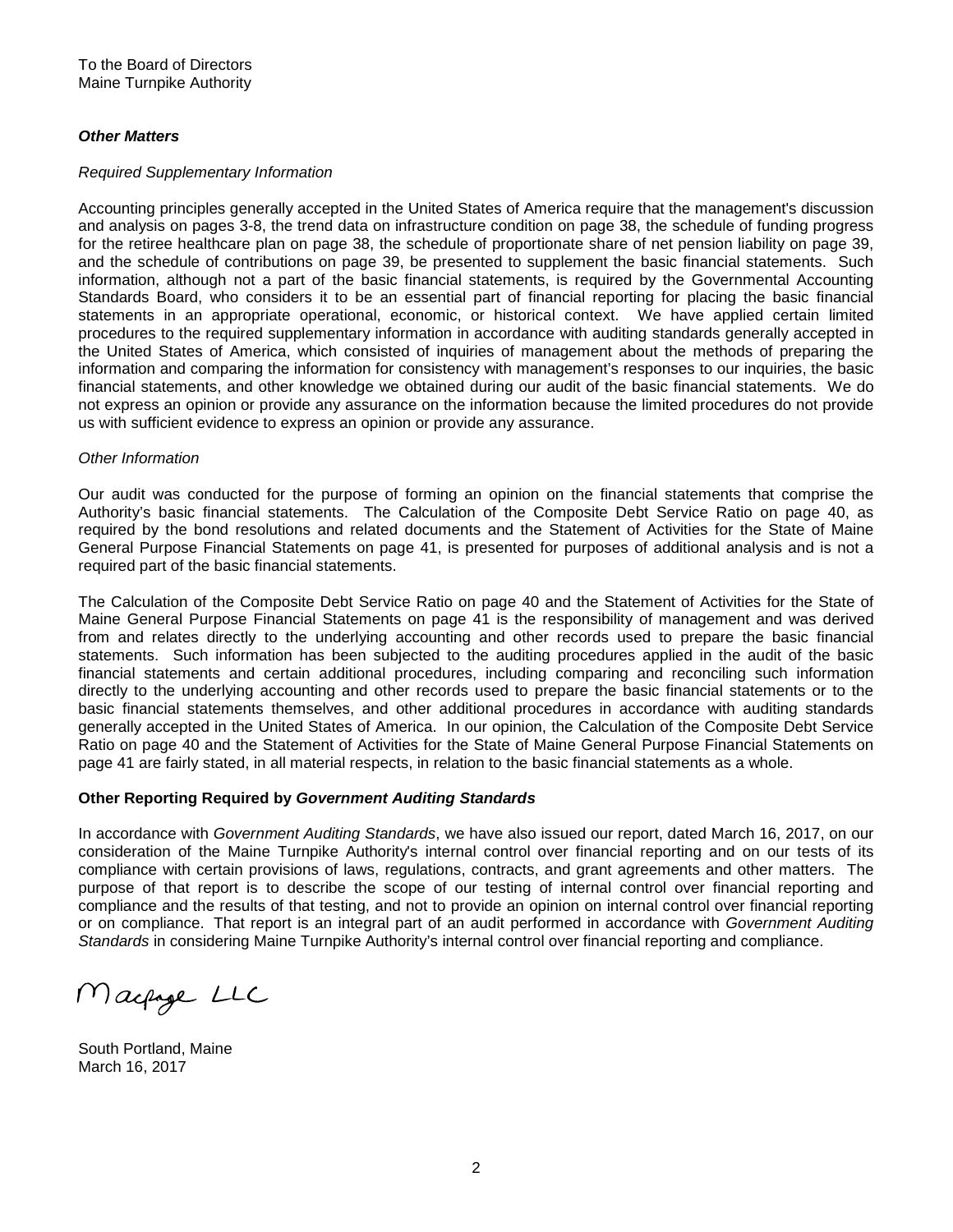To the Board of Directors
Maine Turnpike Authority

***Other Matters***

*Required Supplementary Information*

Accounting principles generally accepted in the United States of America require that the management's discussion and analysis on pages 3-8, the trend data on infrastructure condition on page 38, the schedule of funding progress for the retiree healthcare plan on page 38, the schedule of proportionate share of net pension liability on page 39, and the schedule of contributions on page 39, be presented to supplement the basic financial statements. Such information, although not a part of the basic financial statements, is required by the Governmental Accounting Standards Board, who considers it to be an essential part of financial reporting for placing the basic financial statements in an appropriate operational, economic, or historical context. We have applied certain limited procedures to the required supplementary information in accordance with auditing standards generally accepted in the United States of America, which consisted of inquiries of management about the methods of preparing the information and comparing the information for consistency with management's responses to our inquiries, the basic financial statements, and other knowledge we obtained during our audit of the basic financial statements. We do not express an opinion or provide any assurance on the information because the limited procedures do not provide us with sufficient evidence to express an opinion or provide any assurance.

*Other Information*

Our audit was conducted for the purpose of forming an opinion on the financial statements that comprise the Authority's basic financial statements. The Calculation of the Composite Debt Service Ratio on page 40, as required by the bond resolutions and related documents and the Statement of Activities for the State of Maine General Purpose Financial Statements on page 41, is presented for purposes of additional analysis and is not a required part of the basic financial statements.

The Calculation of the Composite Debt Service Ratio on page 40 and the Statement of Activities for the State of Maine General Purpose Financial Statements on page 41 is the responsibility of management and was derived from and relates directly to the underlying accounting and other records used to prepare the basic financial statements. Such information has been subjected to the auditing procedures applied in the audit of the basic financial statements and certain additional procedures, including comparing and reconciling such information directly to the underlying accounting and other records used to prepare the basic financial statements or to the basic financial statements themselves, and other additional procedures in accordance with auditing standards generally accepted in the United States of America. In our opinion, the Calculation of the Composite Debt Service Ratio on page 40 and the Statement of Activities for the State of Maine General Purpose Financial Statements on page 41 are fairly stated, in all material respects, in relation to the basic financial statements as a whole.

**Other Reporting Required by *Government Auditing Standards***

In accordance with *Government Auditing Standards*, we have also issued our report, dated March 16, 2017, on our consideration of the Maine Turnpike Authority's internal control over financial reporting and on our tests of its compliance with certain provisions of laws, regulations, contracts, and grant agreements and other matters. The purpose of that report is to describe the scope of our testing of internal control over financial reporting and compliance and the results of that testing, and not to provide an opinion on internal control over financial reporting or on compliance. That report is an integral part of an audit performed in accordance with *Government Auditing Standards* in considering Maine Turnpike Authority's internal control over financial reporting and compliance.

Macpage LLC

South Portland, Maine
March 16, 2017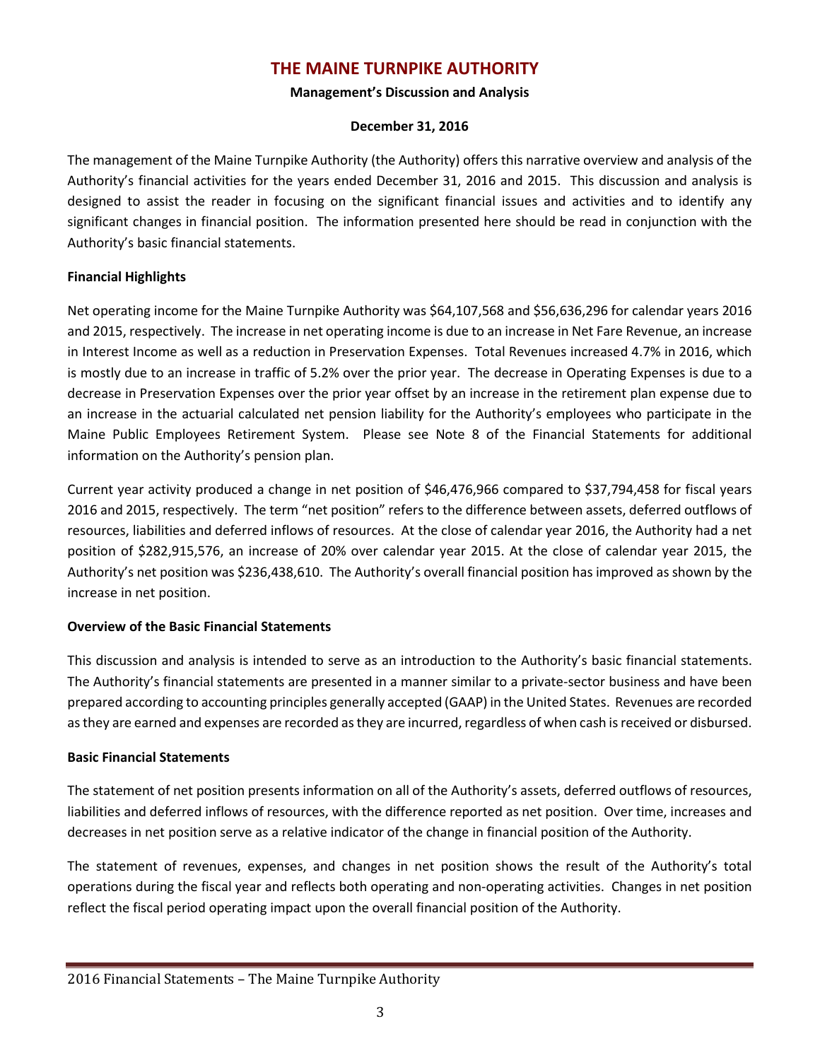# THE MAINE TURNPIKE AUTHORITY

**Management's Discussion and Analysis**

**December 31, 2016**

The management of the Maine Turnpike Authority (the Authority) offers this narrative overview and analysis of the Authority's financial activities for the years ended December 31, 2016 and 2015. This discussion and analysis is designed to assist the reader in focusing on the significant financial issues and activities and to identify any significant changes in financial position. The information presented here should be read in conjunction with the Authority's basic financial statements.

**Financial Highlights**

Net operating income for the Maine Turnpike Authority was $64,107,568 and $56,636,296 for calendar years 2016 and 2015, respectively. The increase in net operating income is due to an increase in Net Fare Revenue, an increase in Interest Income as well as a reduction in Preservation Expenses. Total Revenues increased 4.7% in 2016, which is mostly due to an increase in traffic of 5.2% over the prior year. The decrease in Operating Expenses is due to a decrease in Preservation Expenses over the prior year offset by an increase in the retirement plan expense due to an increase in the actuarial calculated net pension liability for the Authority's employees who participate in the Maine Public Employees Retirement System. Please see Note 8 of the Financial Statements for additional information on the Authority's pension plan.

Current year activity produced a change in net position of $46,476,966 compared to $37,794,458 for fiscal years 2016 and 2015, respectively. The term "net position" refers to the difference between assets, deferred outflows of resources, liabilities and deferred inflows of resources. At the close of calendar year 2016, the Authority had a net position of $282,915,576, an increase of 20% over calendar year 2015. At the close of calendar year 2015, the Authority's net position was $236,438,610. The Authority's overall financial position has improved as shown by the increase in net position.

**Overview of the Basic Financial Statements**

This discussion and analysis is intended to serve as an introduction to the Authority's basic financial statements. The Authority's financial statements are presented in a manner similar to a private-sector business and have been prepared according to accounting principles generally accepted (GAAP) in the United States. Revenues are recorded as they are earned and expenses are recorded as they are incurred, regardless of when cash is received or disbursed.

**Basic Financial Statements**

The statement of net position presents information on all of the Authority's assets, deferred outflows of resources, liabilities and deferred inflows of resources, with the difference reported as net position. Over time, increases and decreases in net position serve as a relative indicator of the change in financial position of the Authority.

The statement of revenues, expenses, and changes in net position shows the result of the Authority's total operations during the fiscal year and reflects both operating and non-operating activities. Changes in net position reflect the fiscal period operating impact upon the overall financial position of the Authority.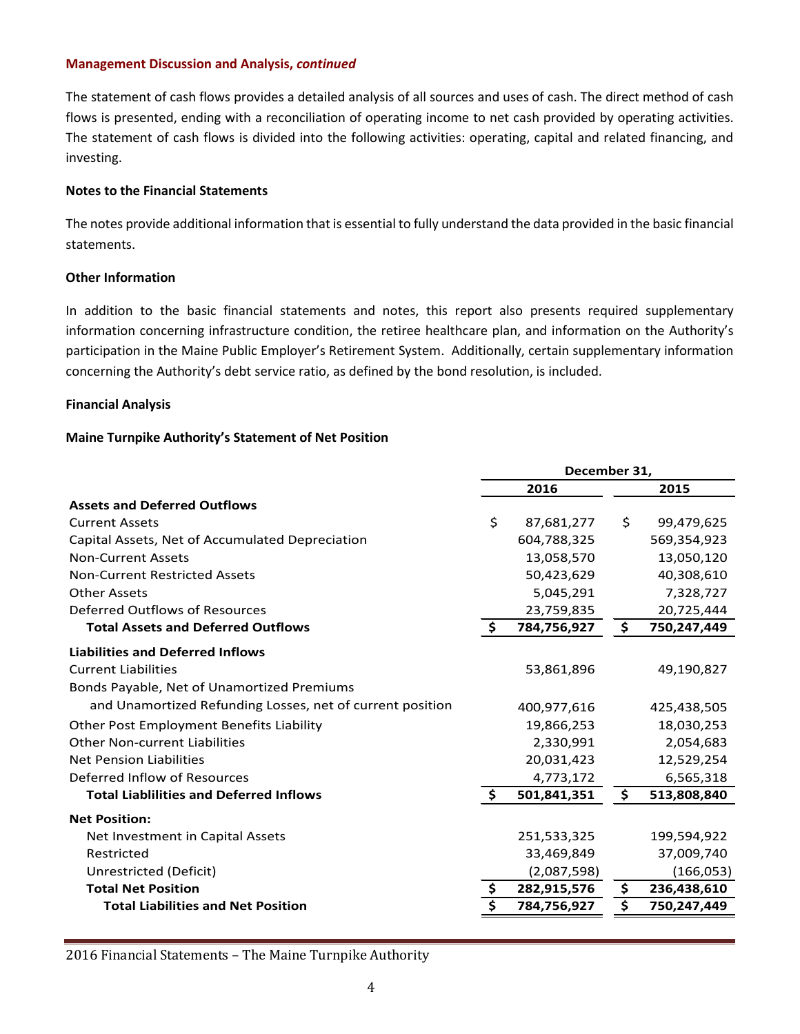**Management Discussion and Analysis, *continued***

The statement of cash flows provides a detailed analysis of all sources and uses of cash. The direct method of cash flows is presented, ending with a reconciliation of operating income to net cash provided by operating activities. The statement of cash flows is divided into the following activities: operating, capital and related financing, and investing.

**Notes to the Financial Statements**

The notes provide additional information that is essential to fully understand the data provided in the basic financial statements.

**Other Information**

In addition to the basic financial statements and notes, this report also presents required supplementary information concerning infrastructure condition, the retiree healthcare plan, and information on the Authority's participation in the Maine Public Employer's Retirement System. Additionally, certain supplementary information concerning the Authority's debt service ratio, as defined by the bond resolution, is included.

**Financial Analysis**

**Maine Turnpike Authority's Statement of Net Position**

| | December 31, | |
|---|---|---|
| | **2016** | **2015** |
| **Assets and Deferred Outflows** | | |
| Current Assets | $ 87,681,277 | $ 99,479,625 |
| Capital Assets, Net of Accumulated Depreciation | 604,788,325 | 569,354,923 |
| Non-Current Assets | 13,058,570 | 13,050,120 |
| Non-Current Restricted Assets | 50,423,629 | 40,308,610 |
| Other Assets | 5,045,291 | 7,328,727 |
| Deferred Outflows of Resources | 23,759,835 | 20,725,444 |
| **Total Assets and Deferred Outflows** | **$ 784,756,927** | **$ 750,247,449** |
| **Liabilities and Deferred Inflows** | | |
| Current Liabilities | 53,861,896 | 49,190,827 |
| Bonds Payable, Net of Unamortized Premiums and Unamortized Refunding Losses, net of current position | 400,977,616 | 425,438,505 |
| Other Post Employment Benefits Liability | 19,866,253 | 18,030,253 |
| Other Non-current Liabilities | 2,330,991 | 2,054,683 |
| Net Pension Liabilities | 20,031,423 | 12,529,254 |
| Deferred Inflow of Resources | 4,773,172 | 6,565,318 |
| **Total Liablilities and Deferred Inflows** | **$ 501,841,351** | **$ 513,808,840** |
| **Net Position:** | | |
| Net Investment in Capital Assets | 251,533,325 | 199,594,922 |
| Restricted | 33,469,849 | 37,009,740 |
| Unrestricted (Deficit) | (2,087,598) | (166,053) |
| **Total Net Position** | **$ 282,915,576** | **$ 236,438,610** |
| **Total Liabilities and Net Position** | **$ 784,756,927** | **$ 750,247,449** |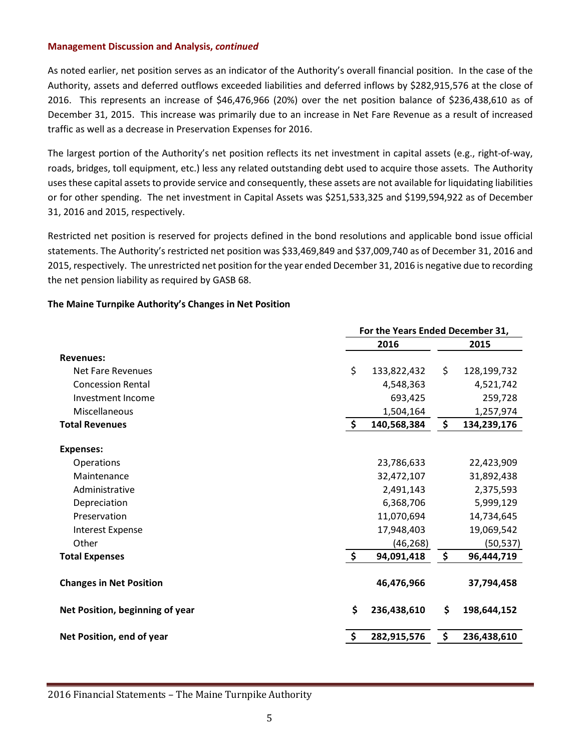**Management Discussion and Analysis, *continued***

As noted earlier, net position serves as an indicator of the Authority's overall financial position. In the case of the Authority, assets and deferred outflows exceeded liabilities and deferred inflows by $282,915,576 at the close of 2016. This represents an increase of $46,476,966 (20%) over the net position balance of $236,438,610 as of December 31, 2015. This increase was primarily due to an increase in Net Fare Revenue as a result of increased traffic as well as a decrease in Preservation Expenses for 2016.

The largest portion of the Authority's net position reflects its net investment in capital assets (e.g., right-of-way, roads, bridges, toll equipment, etc.) less any related outstanding debt used to acquire those assets. The Authority uses these capital assets to provide service and consequently, these assets are not available for liquidating liabilities or for other spending. The net investment in Capital Assets was $251,533,325 and $199,594,922 as of December 31, 2016 and 2015, respectively.

Restricted net position is reserved for projects defined in the bond resolutions and applicable bond issue official statements. The Authority's restricted net position was $33,469,849 and $37,009,740 as of December 31, 2016 and 2015, respectively. The unrestricted net position for the year ended December 31, 2016 is negative due to recording the net pension liability as required by GASB 68.

**The Maine Turnpike Authority's Changes in Net Position**

| | For the Years Ended December 31, | |
|---|---|---|
| | **2016** | **2015** |
| **Revenues:** | | |
| Net Fare Revenues | $ 133,822,432 | $ 128,199,732 |
| Concession Rental | 4,548,363 | 4,521,742 |
| Investment Income | 693,425 | 259,728 |
| Miscellaneous | 1,504,164 | 1,257,974 |
| **Total Revenues** | **$ 140,568,384** | **$ 134,239,176** |
| **Expenses:** | | |
| Operations | 23,786,633 | 22,423,909 |
| Maintenance | 32,472,107 | 31,892,438 |
| Administrative | 2,491,143 | 2,375,593 |
| Depreciation | 6,368,706 | 5,999,129 |
| Preservation | 11,070,694 | 14,734,645 |
| Interest Expense | 17,948,403 | 19,069,542 |
| Other | (46,268) | (50,537) |
| **Total Expenses** | **$ 94,091,418** | **$ 96,444,719** |
| **Changes in Net Position** | **46,476,966** | **37,794,458** |
| **Net Position, beginning of year** | **$ 236,438,610** | **$ 198,644,152** |
| **Net Position, end of year** | **$ 282,915,576** | **$ 236,438,610** |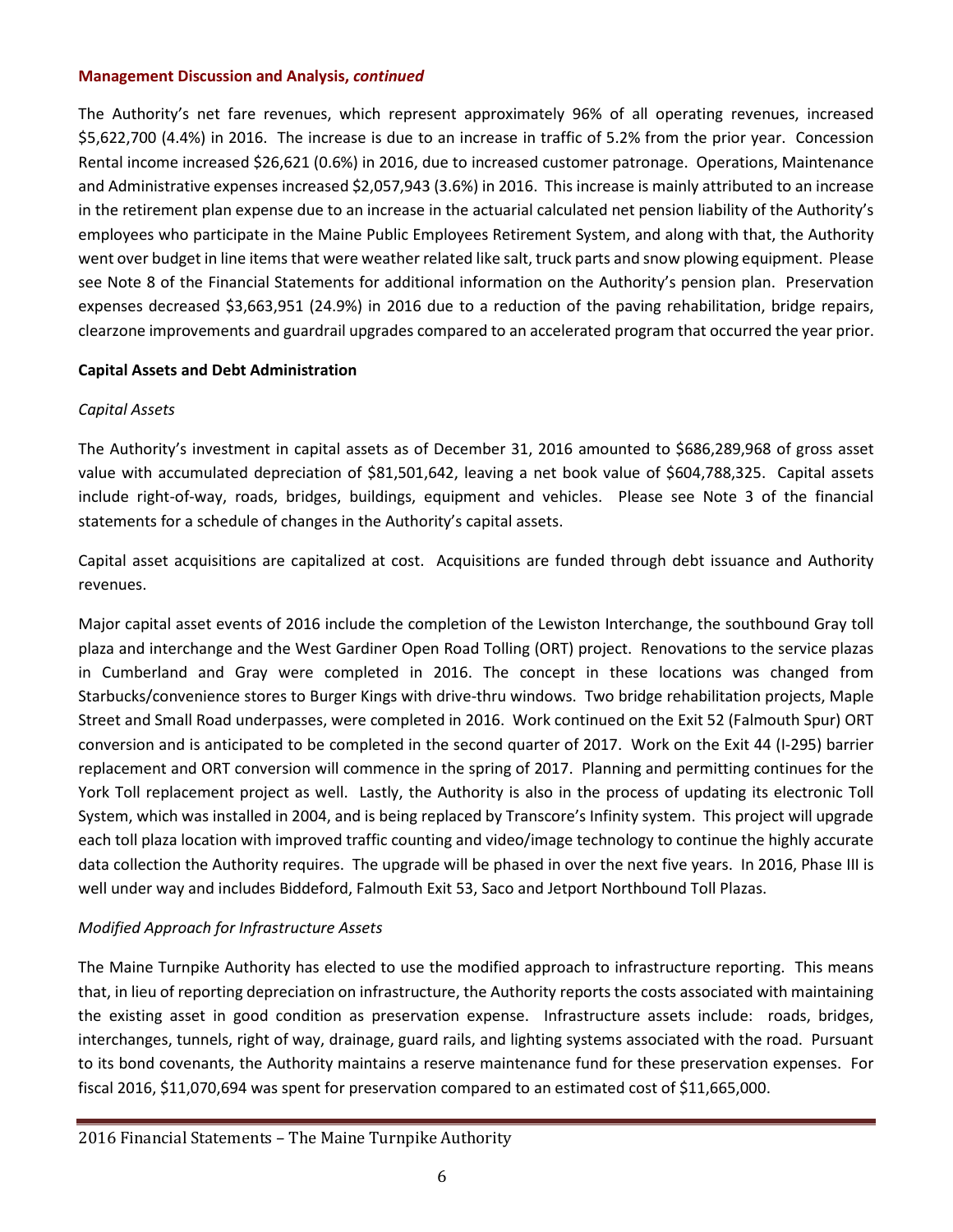**Management Discussion and Analysis, *continued***

The Authority's net fare revenues, which represent approximately 96% of all operating revenues, increased $5,622,700 (4.4%) in 2016. The increase is due to an increase in traffic of 5.2% from the prior year. Concession Rental income increased $26,621 (0.6%) in 2016, due to increased customer patronage. Operations, Maintenance and Administrative expenses increased $2,057,943 (3.6%) in 2016. This increase is mainly attributed to an increase in the retirement plan expense due to an increase in the actuarial calculated net pension liability of the Authority's employees who participate in the Maine Public Employees Retirement System, and along with that, the Authority went over budget in line items that were weather related like salt, truck parts and snow plowing equipment. Please see Note 8 of the Financial Statements for additional information on the Authority's pension plan. Preservation expenses decreased $3,663,951 (24.9%) in 2016 due to a reduction of the paving rehabilitation, bridge repairs, clearzone improvements and guardrail upgrades compared to an accelerated program that occurred the year prior.

**Capital Assets and Debt Administration**

*Capital Assets*

The Authority's investment in capital assets as of December 31, 2016 amounted to $686,289,968 of gross asset value with accumulated depreciation of $81,501,642, leaving a net book value of $604,788,325. Capital assets include right-of-way, roads, bridges, buildings, equipment and vehicles. Please see Note 3 of the financial statements for a schedule of changes in the Authority's capital assets.

Capital asset acquisitions are capitalized at cost. Acquisitions are funded through debt issuance and Authority revenues.

Major capital asset events of 2016 include the completion of the Lewiston Interchange, the southbound Gray toll plaza and interchange and the West Gardiner Open Road Tolling (ORT) project. Renovations to the service plazas in Cumberland and Gray were completed in 2016. The concept in these locations was changed from Starbucks/convenience stores to Burger Kings with drive-thru windows. Two bridge rehabilitation projects, Maple Street and Small Road underpasses, were completed in 2016. Work continued on the Exit 52 (Falmouth Spur) ORT conversion and is anticipated to be completed in the second quarter of 2017. Work on the Exit 44 (I-295) barrier replacement and ORT conversion will commence in the spring of 2017. Planning and permitting continues for the York Toll replacement project as well. Lastly, the Authority is also in the process of updating its electronic Toll System, which was installed in 2004, and is being replaced by Transcore's Infinity system. This project will upgrade each toll plaza location with improved traffic counting and video/image technology to continue the highly accurate data collection the Authority requires. The upgrade will be phased in over the next five years. In 2016, Phase III is well under way and includes Biddeford, Falmouth Exit 53, Saco and Jetport Northbound Toll Plazas.

*Modified Approach for Infrastructure Assets*

The Maine Turnpike Authority has elected to use the modified approach to infrastructure reporting. This means that, in lieu of reporting depreciation on infrastructure, the Authority reports the costs associated with maintaining the existing asset in good condition as preservation expense. Infrastructure assets include: roads, bridges, interchanges, tunnels, right of way, drainage, guard rails, and lighting systems associated with the road. Pursuant to its bond covenants, the Authority maintains a reserve maintenance fund for these preservation expenses. For fiscal 2016, $11,070,694 was spent for preservation compared to an estimated cost of $11,665,000.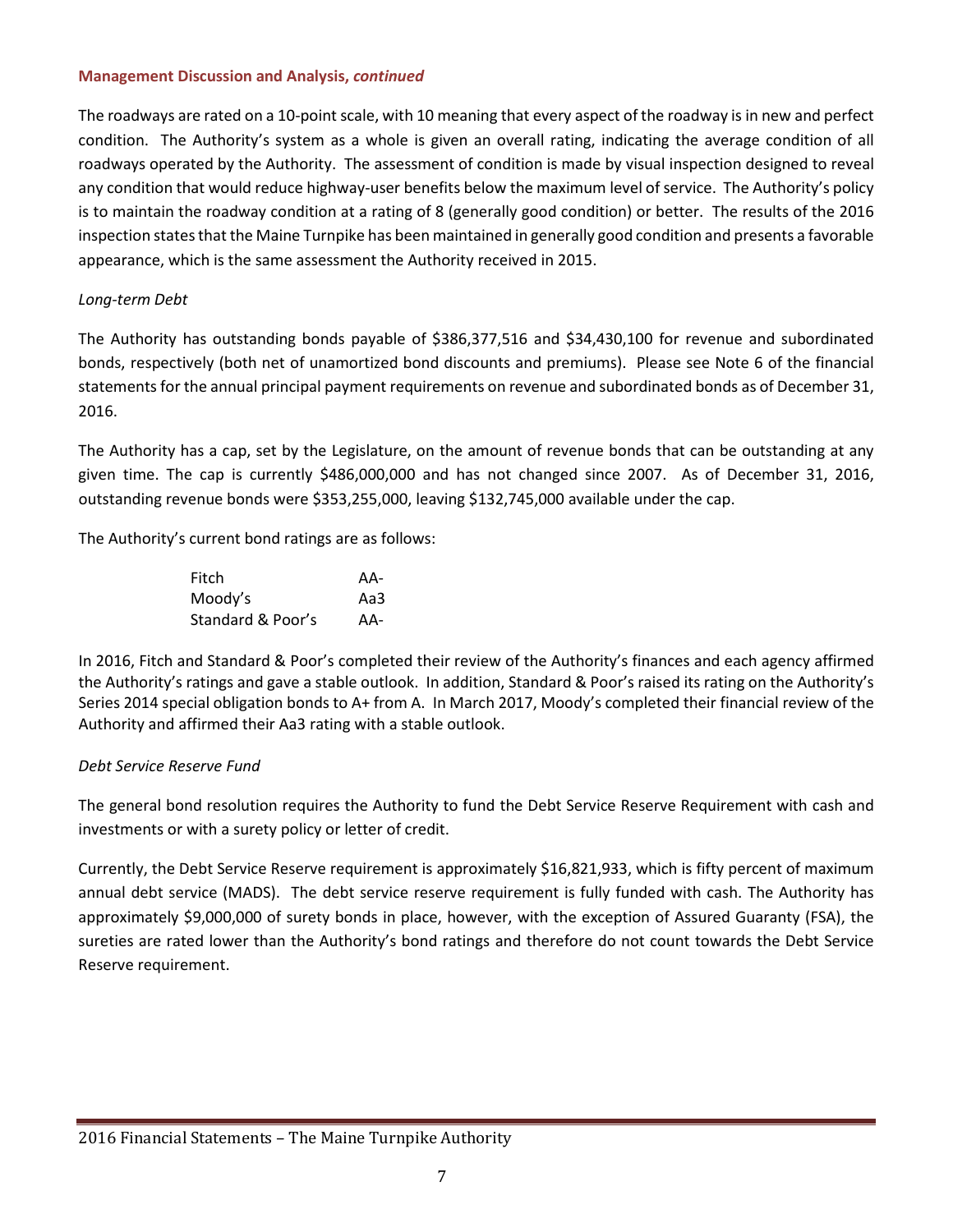**Management Discussion and Analysis, *continued***

The roadways are rated on a 10-point scale, with 10 meaning that every aspect of the roadway is in new and perfect condition. The Authority's system as a whole is given an overall rating, indicating the average condition of all roadways operated by the Authority. The assessment of condition is made by visual inspection designed to reveal any condition that would reduce highway-user benefits below the maximum level of service. The Authority's policy is to maintain the roadway condition at a rating of 8 (generally good condition) or better. The results of the 2016 inspection states that the Maine Turnpike has been maintained in generally good condition and presents a favorable appearance, which is the same assessment the Authority received in 2015.

*Long-term Debt*

The Authority has outstanding bonds payable of $386,377,516 and $34,430,100 for revenue and subordinated bonds, respectively (both net of unamortized bond discounts and premiums). Please see Note 6 of the financial statements for the annual principal payment requirements on revenue and subordinated bonds as of December 31, 2016.

The Authority has a cap, set by the Legislature, on the amount of revenue bonds that can be outstanding at any given time. The cap is currently $486,000,000 and has not changed since 2007. As of December 31, 2016, outstanding revenue bonds were $353,255,000, leaving $132,745,000 available under the cap.

The Authority's current bond ratings are as follows:

| | |
|---|---|
| Fitch | AA- |
| Moody's | Aa3 |
| Standard & Poor's | AA- |

In 2016, Fitch and Standard & Poor's completed their review of the Authority's finances and each agency affirmed the Authority's ratings and gave a stable outlook. In addition, Standard & Poor's raised its rating on the Authority's Series 2014 special obligation bonds to A+ from A. In March 2017, Moody's completed their financial review of the Authority and affirmed their Aa3 rating with a stable outlook.

*Debt Service Reserve Fund*

The general bond resolution requires the Authority to fund the Debt Service Reserve Requirement with cash and investments or with a surety policy or letter of credit.

Currently, the Debt Service Reserve requirement is approximately $16,821,933, which is fifty percent of maximum annual debt service (MADS). The debt service reserve requirement is fully funded with cash. The Authority has approximately $9,000,000 of surety bonds in place, however, with the exception of Assured Guaranty (FSA), the sureties are rated lower than the Authority's bond ratings and therefore do not count towards the Debt Service Reserve requirement.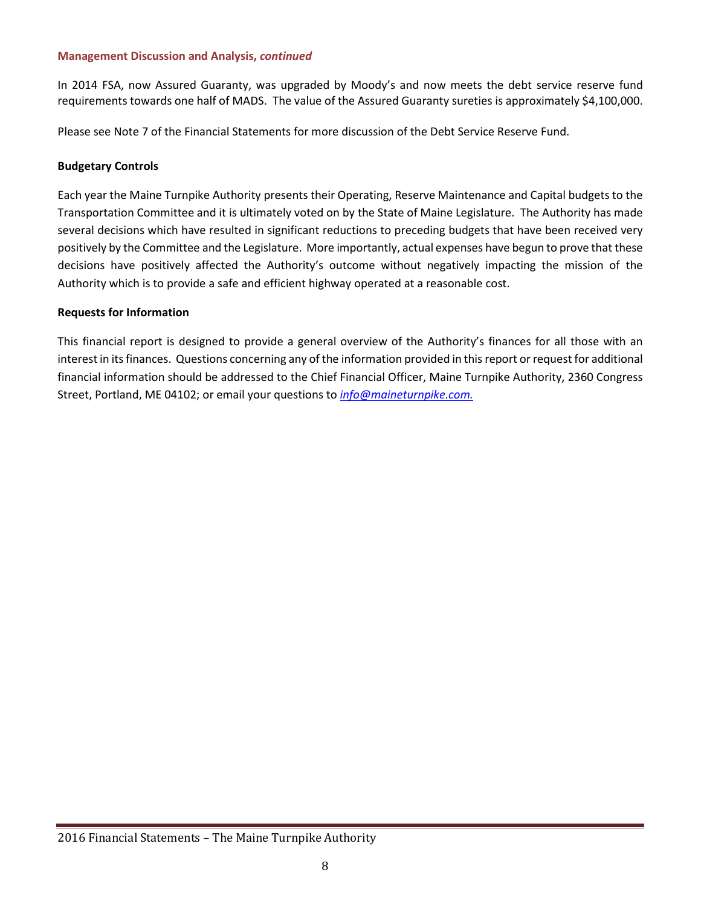**Management Discussion and Analysis, *continued***

In 2014 FSA, now Assured Guaranty, was upgraded by Moody's and now meets the debt service reserve fund requirements towards one half of MADS. The value of the Assured Guaranty sureties is approximately $4,100,000.

Please see Note 7 of the Financial Statements for more discussion of the Debt Service Reserve Fund.

**Budgetary Controls**

Each year the Maine Turnpike Authority presents their Operating, Reserve Maintenance and Capital budgets to the Transportation Committee and it is ultimately voted on by the State of Maine Legislature. The Authority has made several decisions which have resulted in significant reductions to preceding budgets that have been received very positively by the Committee and the Legislature. More importantly, actual expenses have begun to prove that these decisions have positively affected the Authority's outcome without negatively impacting the mission of the Authority which is to provide a safe and efficient highway operated at a reasonable cost.

**Requests for Information**

This financial report is designed to provide a general overview of the Authority's finances for all those with an interest in its finances. Questions concerning any of the information provided in this report or request for additional financial information should be addressed to the Chief Financial Officer, Maine Turnpike Authority, 2360 Congress Street, Portland, ME 04102; or email your questions to *info@maineturnpike.com.*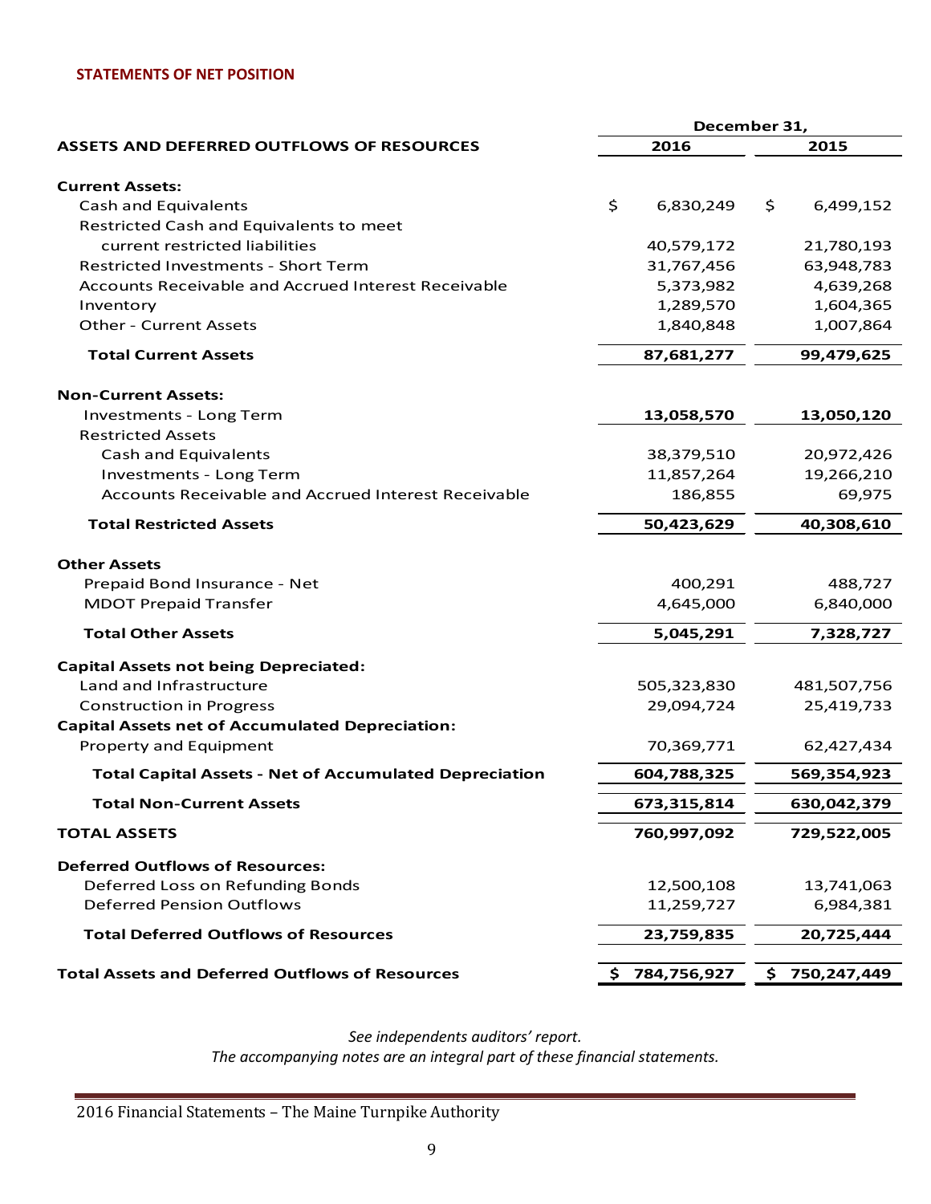## STATEMENTS OF NET POSITION

| ASSETS AND DEFERRED OUTFLOWS OF RESOURCES | December 31, 2016 | December 31, 2015 |
|---|---|---|
| **Current Assets:** | | |
| Cash and Equivalents | $ 6,830,249 | $ 6,499,152 |
| Restricted Cash and Equivalents to meet current restricted liabilities | 40,579,172 | 21,780,193 |
| Restricted Investments - Short Term | 31,767,456 | 63,948,783 |
| Accounts Receivable and Accrued Interest Receivable | 5,373,982 | 4,639,268 |
| Inventory | 1,289,570 | 1,604,365 |
| Other - Current Assets | 1,840,848 | 1,007,864 |
| **Total Current Assets** | **87,681,277** | **99,479,625** |
| **Non-Current Assets:** | | |
| Investments - Long Term | **13,058,570** | **13,050,120** |
| Restricted Assets | | |
| Cash and Equivalents | 38,379,510 | 20,972,426 |
| Investments - Long Term | 11,857,264 | 19,266,210 |
| Accounts Receivable and Accrued Interest Receivable | 186,855 | 69,975 |
| **Total Restricted Assets** | **50,423,629** | **40,308,610** |
| **Other Assets** | | |
| Prepaid Bond Insurance - Net | 400,291 | 488,727 |
| MDOT Prepaid Transfer | 4,645,000 | 6,840,000 |
| **Total Other Assets** | **5,045,291** | **7,328,727** |
| **Capital Assets not being Depreciated:** | | |
| Land and Infrastructure | 505,323,830 | 481,507,756 |
| Construction in Progress | 29,094,724 | 25,419,733 |
| **Capital Assets net of Accumulated Depreciation:** | | |
| Property and Equipment | 70,369,771 | 62,427,434 |
| **Total Capital Assets - Net of Accumulated Depreciation** | **604,788,325** | **569,354,923** |
| **Total Non-Current Assets** | **673,315,814** | **630,042,379** |
| **TOTAL ASSETS** | **760,997,092** | **729,522,005** |
| **Deferred Outflows of Resources:** | | |
| Deferred Loss on Refunding Bonds | 12,500,108 | 13,741,063 |
| Deferred Pension Outflows | 11,259,727 | 6,984,381 |
| **Total Deferred Outflows of Resources** | **23,759,835** | **20,725,444** |
| **Total Assets and Deferred Outflows of Resources** | **$ 784,756,927** | **$ 750,247,449** |

*See independents auditors' report.*
*The accompanying notes are an integral part of these financial statements.*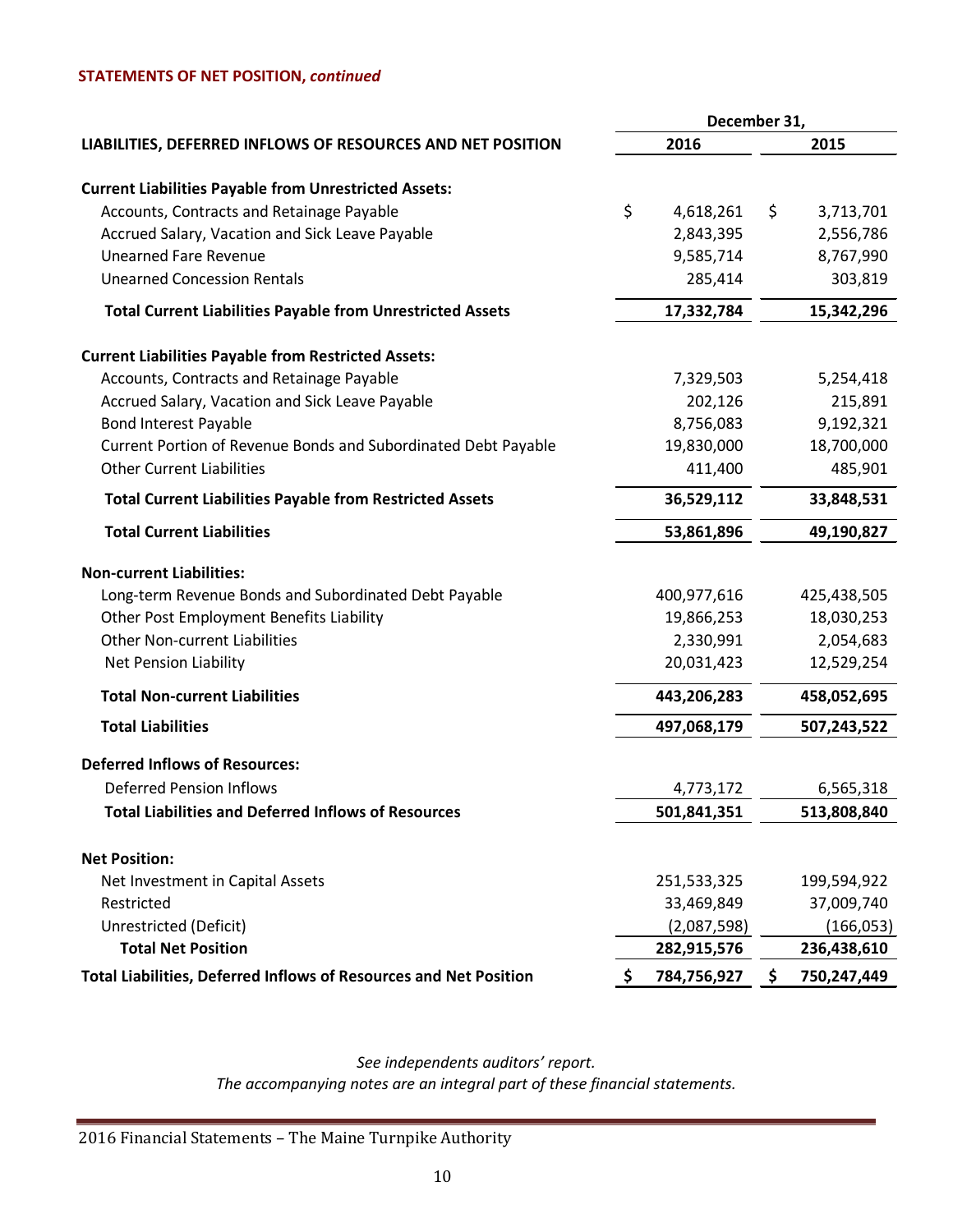### STATEMENTS OF NET POSITION, *continued*

| LIABILITIES, DEFERRED INFLOWS OF RESOURCES AND NET POSITION | December 31, 2016 | December 31, 2015 |
|---|---|---|
| **Current Liabilities Payable from Unrestricted Assets:** | | |
| Accounts, Contracts and Retainage Payable | $ 4,618,261 | $ 3,713,701 |
| Accrued Salary, Vacation and Sick Leave Payable | 2,843,395 | 2,556,786 |
| Unearned Fare Revenue | 9,585,714 | 8,767,990 |
| Unearned Concession Rentals | 285,414 | 303,819 |
| **Total Current Liabilities Payable from Unrestricted Assets** | **17,332,784** | **15,342,296** |
| **Current Liabilities Payable from Restricted Assets:** | | |
| Accounts, Contracts and Retainage Payable | 7,329,503 | 5,254,418 |
| Accrued Salary, Vacation and Sick Leave Payable | 202,126 | 215,891 |
| Bond Interest Payable | 8,756,083 | 9,192,321 |
| Current Portion of Revenue Bonds and Subordinated Debt Payable | 19,830,000 | 18,700,000 |
| Other Current Liabilities | 411,400 | 485,901 |
| **Total Current Liabilities Payable from Restricted Assets** | **36,529,112** | **33,848,531** |
| **Total Current Liabilities** | **53,861,896** | **49,190,827** |
| **Non-current Liabilities:** | | |
| Long-term Revenue Bonds and Subordinated Debt Payable | 400,977,616 | 425,438,505 |
| Other Post Employment Benefits Liability | 19,866,253 | 18,030,253 |
| Other Non-current Liabilities | 2,330,991 | 2,054,683 |
| Net Pension Liability | 20,031,423 | 12,529,254 |
| **Total Non-current Liabilities** | **443,206,283** | **458,052,695** |
| **Total Liabilities** | **497,068,179** | **507,243,522** |
| **Deferred Inflows of Resources:** | | |
| Deferred Pension Inflows | 4,773,172 | 6,565,318 |
| **Total Liabilities and Deferred Inflows of Resources** | **501,841,351** | **513,808,840** |
| **Net Position:** | | |
| Net Investment in Capital Assets | 251,533,325 | 199,594,922 |
| Restricted | 33,469,849 | 37,009,740 |
| Unrestricted (Deficit) | (2,087,598) | (166,053) |
| **Total Net Position** | **282,915,576** | **236,438,610** |
| **Total Liabilities, Deferred Inflows of Resources and Net Position** | **$ 784,756,927** | **$ 750,247,449** |

*See independents auditors' report.*
*The accompanying notes are an integral part of these financial statements.*

2016 Financial Statements – The Maine Turnpike Authority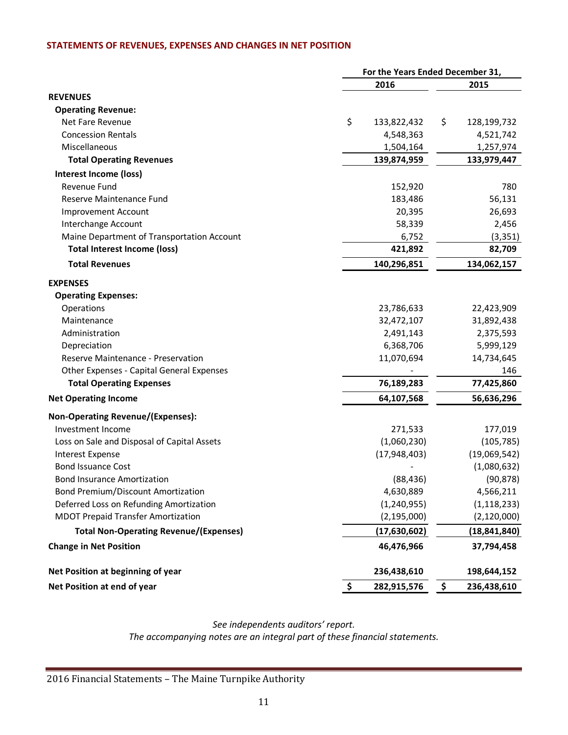## STATEMENTS OF REVENUES, EXPENSES AND CHANGES IN NET POSITION

| | For the Years Ended December 31, | |
|---|---|---|
| | 2016 | 2015 |
| **REVENUES** | | |
| **Operating Revenue:** | | |
| Net Fare Revenue | $ 133,822,432 | $ 128,199,732 |
| Concession Rentals | 4,548,363 | 4,521,742 |
| Miscellaneous | 1,504,164 | 1,257,974 |
| **Total Operating Revenues** | **139,874,959** | **133,979,447** |
| **Interest Income (loss)** | | |
| Revenue Fund | 152,920 | 780 |
| Reserve Maintenance Fund | 183,486 | 56,131 |
| Improvement Account | 20,395 | 26,693 |
| Interchange Account | 58,339 | 2,456 |
| Maine Department of Transportation Account | 6,752 | (3,351) |
| **Total Interest Income (loss)** | **421,892** | **82,709** |
| **Total Revenues** | **140,296,851** | **134,062,157** |
| **EXPENSES** | | |
| **Operating Expenses:** | | |
| Operations | 23,786,633 | 22,423,909 |
| Maintenance | 32,472,107 | 31,892,438 |
| Administration | 2,491,143 | 2,375,593 |
| Depreciation | 6,368,706 | 5,999,129 |
| Reserve Maintenance - Preservation | 11,070,694 | 14,734,645 |
| Other Expenses - Capital General Expenses | - | 146 |
| **Total Operating Expenses** | **76,189,283** | **77,425,860** |
| **Net Operating Income** | **64,107,568** | **56,636,296** |
| **Non-Operating Revenue/(Expenses):** | | |
| Investment Income | 271,533 | 177,019 |
| Loss on Sale and Disposal of Capital Assets | (1,060,230) | (105,785) |
| Interest Expense | (17,948,403) | (19,069,542) |
| Bond Issuance Cost | - | (1,080,632) |
| Bond Insurance Amortization | (88,436) | (90,878) |
| Bond Premium/Discount Amortization | 4,630,889 | 4,566,211 |
| Deferred Loss on Refunding Amortization | (1,240,955) | (1,118,233) |
| MDOT Prepaid Transfer Amortization | (2,195,000) | (2,120,000) |
| **Total Non-Operating Revenue/(Expenses)** | **(17,630,602)** | **(18,841,840)** |
| **Change in Net Position** | **46,476,966** | **37,794,458** |
| **Net Position at beginning of year** | **236,438,610** | **198,644,152** |
| **Net Position at end of year** | **$ 282,915,576** | **$ 236,438,610** |

*See independents auditors' report.*
*The accompanying notes are an integral part of these financial statements.*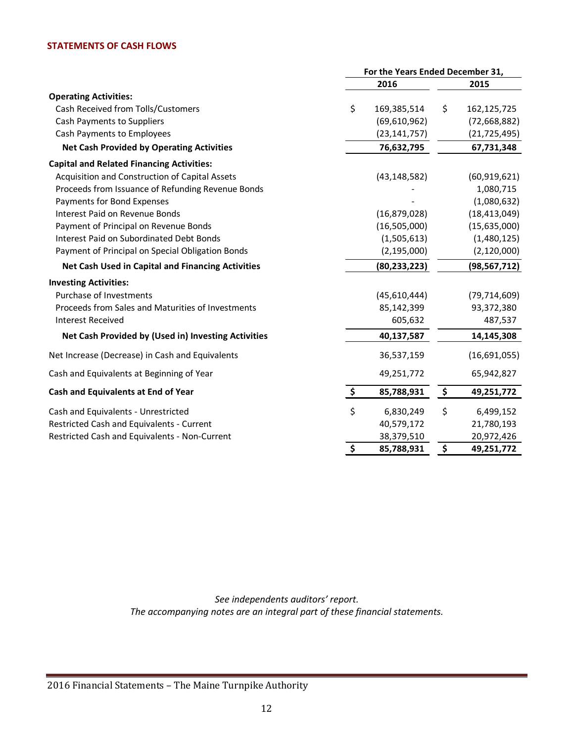## STATEMENTS OF CASH FLOWS

| | For the Years Ended December 31, | |
|---|---|---|
| | 2016 | 2015 |
| **Operating Activities:** | | |
| Cash Received from Tolls/Customers | $ 169,385,514 | $ 162,125,725 |
| Cash Payments to Suppliers | (69,610,962) | (72,668,882) |
| Cash Payments to Employees | (23,141,757) | (21,725,495) |
| **Net Cash Provided by Operating Activities** | **76,632,795** | **67,731,348** |
| **Capital and Related Financing Activities:** | | |
| Acquisition and Construction of Capital Assets | (43,148,582) | (60,919,621) |
| Proceeds from Issuance of Refunding Revenue Bonds | - | 1,080,715 |
| Payments for Bond Expenses | - | (1,080,632) |
| Interest Paid on Revenue Bonds | (16,879,028) | (18,413,049) |
| Payment of Principal on Revenue Bonds | (16,505,000) | (15,635,000) |
| Interest Paid on Subordinated Debt Bonds | (1,505,613) | (1,480,125) |
| Payment of Principal on Special Obligation Bonds | (2,195,000) | (2,120,000) |
| **Net Cash Used in Capital and Financing Activities** | **(80,233,223)** | **(98,567,712)** |
| **Investing Activities:** | | |
| Purchase of Investments | (45,610,444) | (79,714,609) |
| Proceeds from Sales and Maturities of Investments | 85,142,399 | 93,372,380 |
| Interest Received | 605,632 | 487,537 |
| **Net Cash Provided by (Used in) Investing Activities** | **40,137,587** | **14,145,308** |
| Net Increase (Decrease) in Cash and Equivalents | 36,537,159 | (16,691,055) |
| Cash and Equivalents at Beginning of Year | 49,251,772 | 65,942,827 |
| **Cash and Equivalents at End of Year** | **$ 85,788,931** | **$ 49,251,772** |
| Cash and Equivalents - Unrestricted | $ 6,830,249 | $ 6,499,152 |
| Restricted Cash and Equivalents - Current | 40,579,172 | 21,780,193 |
| Restricted Cash and Equivalents - Non-Current | 38,379,510 | 20,972,426 |
| | **$ 85,788,931** | **$ 49,251,772** |

*See independents auditors' report.*
*The accompanying notes are an integral part of these financial statements.*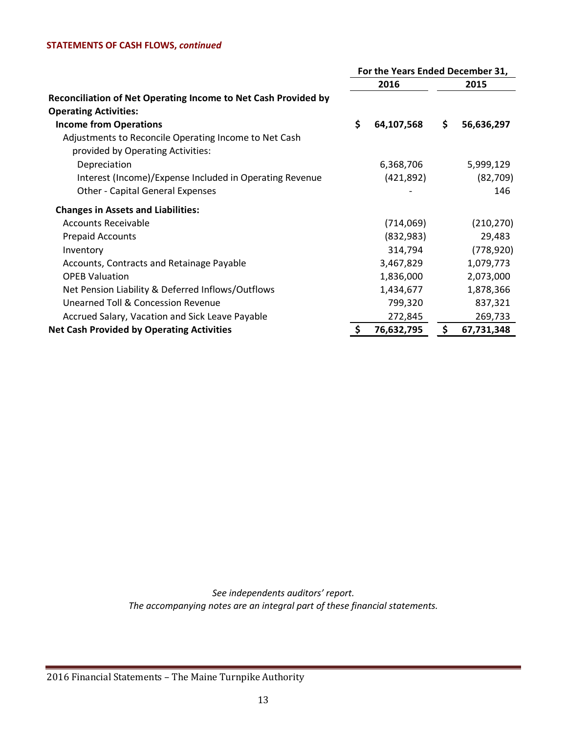**STATEMENTS OF CASH FLOWS, *continued***

| | For the Years Ended December 31, | |
|---|---|---|
| | **2016** | **2015** |
| **Reconciliation of Net Operating Income to Net Cash Provided by Operating Activities:** | | |
| **Income from Operations** | **$ 64,107,568** | **$ 56,636,297** |
| Adjustments to Reconcile Operating Income to Net Cash provided by Operating Activities: | | |
| Depreciation | 6,368,706 | 5,999,129 |
| Interest (Income)/Expense Included in Operating Revenue | (421,892) | (82,709) |
| Other - Capital General Expenses | - | 146 |
| **Changes in Assets and Liabilities:** | | |
| Accounts Receivable | (714,069) | (210,270) |
| Prepaid Accounts | (832,983) | 29,483 |
| Inventory | 314,794 | (778,920) |
| Accounts, Contracts and Retainage Payable | 3,467,829 | 1,079,773 |
| OPEB Valuation | 1,836,000 | 2,073,000 |
| Net Pension Liability & Deferred Inflows/Outflows | 1,434,677 | 1,878,366 |
| Unearned Toll & Concession Revenue | 799,320 | 837,321 |
| Accrued Salary, Vacation and Sick Leave Payable | 272,845 | 269,733 |
| **Net Cash Provided by Operating Activities** | **$ 76,632,795** | **$ 67,731,348** |

*See independents auditors' report.*
*The accompanying notes are an integral part of these financial statements.*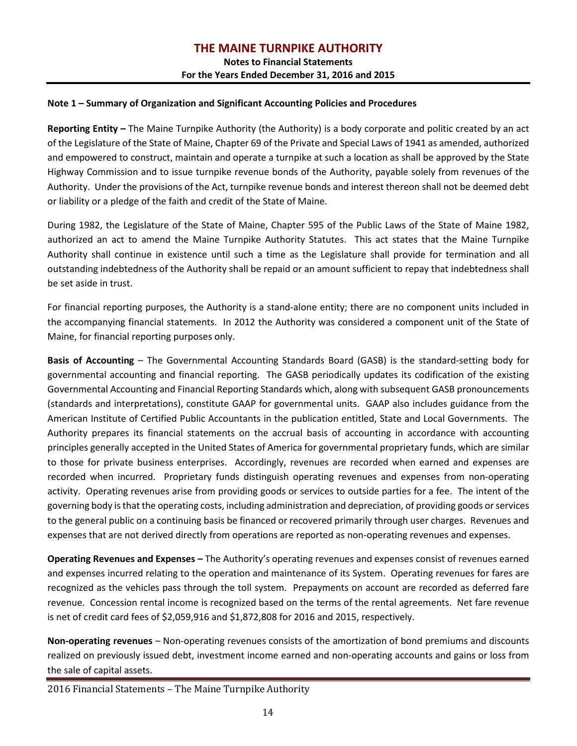# THE MAINE TURNPIKE AUTHORITY

**Notes to Financial Statements**
**For the Years Ended December 31, 2016 and 2015**

**Note 1 – Summary of Organization and Significant Accounting Policies and Procedures**

**Reporting Entity –** The Maine Turnpike Authority (the Authority) is a body corporate and politic created by an act of the Legislature of the State of Maine, Chapter 69 of the Private and Special Laws of 1941 as amended, authorized and empowered to construct, maintain and operate a turnpike at such a location as shall be approved by the State Highway Commission and to issue turnpike revenue bonds of the Authority, payable solely from revenues of the Authority. Under the provisions of the Act, turnpike revenue bonds and interest thereon shall not be deemed debt or liability or a pledge of the faith and credit of the State of Maine.

During 1982, the Legislature of the State of Maine, Chapter 595 of the Public Laws of the State of Maine 1982, authorized an act to amend the Maine Turnpike Authority Statutes. This act states that the Maine Turnpike Authority shall continue in existence until such a time as the Legislature shall provide for termination and all outstanding indebtedness of the Authority shall be repaid or an amount sufficient to repay that indebtedness shall be set aside in trust.

For financial reporting purposes, the Authority is a stand-alone entity; there are no component units included in the accompanying financial statements. In 2012 the Authority was considered a component unit of the State of Maine, for financial reporting purposes only.

**Basis of Accounting** – The Governmental Accounting Standards Board (GASB) is the standard-setting body for governmental accounting and financial reporting. The GASB periodically updates its codification of the existing Governmental Accounting and Financial Reporting Standards which, along with subsequent GASB pronouncements (standards and interpretations), constitute GAAP for governmental units. GAAP also includes guidance from the American Institute of Certified Public Accountants in the publication entitled, State and Local Governments. The Authority prepares its financial statements on the accrual basis of accounting in accordance with accounting principles generally accepted in the United States of America for governmental proprietary funds, which are similar to those for private business enterprises. Accordingly, revenues are recorded when earned and expenses are recorded when incurred. Proprietary funds distinguish operating revenues and expenses from non-operating activity. Operating revenues arise from providing goods or services to outside parties for a fee. The intent of the governing body is that the operating costs, including administration and depreciation, of providing goods or services to the general public on a continuing basis be financed or recovered primarily through user charges. Revenues and expenses that are not derived directly from operations are reported as non-operating revenues and expenses.

**Operating Revenues and Expenses –** The Authority's operating revenues and expenses consist of revenues earned and expenses incurred relating to the operation and maintenance of its System. Operating revenues for fares are recognized as the vehicles pass through the toll system. Prepayments on account are recorded as deferred fare revenue. Concession rental income is recognized based on the terms of the rental agreements. Net fare revenue is net of credit card fees of $2,059,916 and $1,872,808 for 2016 and 2015, respectively.

**Non-operating revenues** – Non-operating revenues consists of the amortization of bond premiums and discounts realized on previously issued debt, investment income earned and non-operating accounts and gains or loss from the sale of capital assets.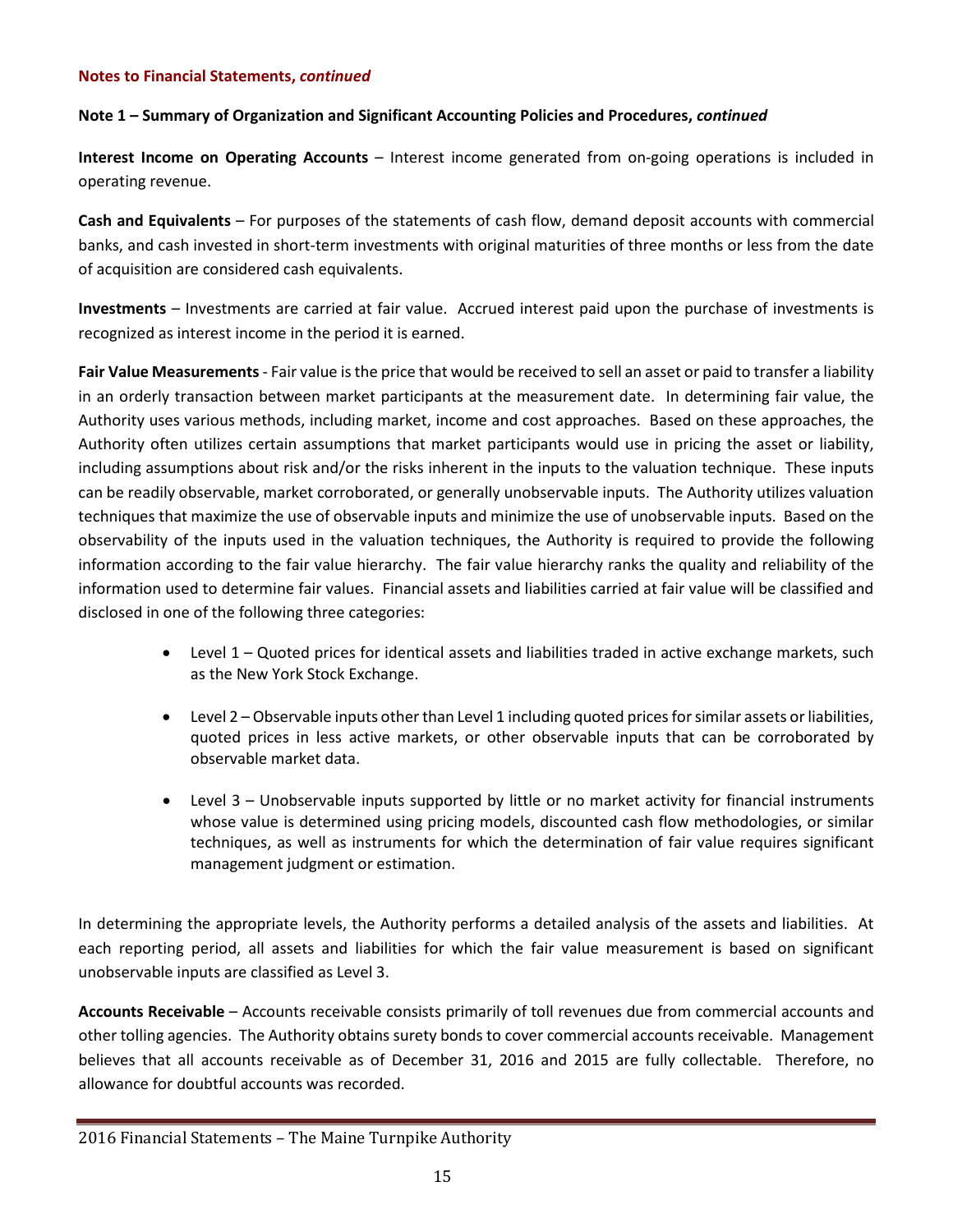**Notes to Financial Statements, *continued***

**Note 1 – Summary of Organization and Significant Accounting Policies and Procedures, *continued***

**Interest Income on Operating Accounts** – Interest income generated from on-going operations is included in operating revenue.

**Cash and Equivalents** – For purposes of the statements of cash flow, demand deposit accounts with commercial banks, and cash invested in short-term investments with original maturities of three months or less from the date of acquisition are considered cash equivalents.

**Investments** – Investments are carried at fair value. Accrued interest paid upon the purchase of investments is recognized as interest income in the period it is earned.

**Fair Value Measurements** - Fair value is the price that would be received to sell an asset or paid to transfer a liability in an orderly transaction between market participants at the measurement date. In determining fair value, the Authority uses various methods, including market, income and cost approaches. Based on these approaches, the Authority often utilizes certain assumptions that market participants would use in pricing the asset or liability, including assumptions about risk and/or the risks inherent in the inputs to the valuation technique. These inputs can be readily observable, market corroborated, or generally unobservable inputs. The Authority utilizes valuation techniques that maximize the use of observable inputs and minimize the use of unobservable inputs. Based on the observability of the inputs used in the valuation techniques, the Authority is required to provide the following information according to the fair value hierarchy. The fair value hierarchy ranks the quality and reliability of the information used to determine fair values. Financial assets and liabilities carried at fair value will be classified and disclosed in one of the following three categories:

- Level 1 – Quoted prices for identical assets and liabilities traded in active exchange markets, such as the New York Stock Exchange.
- Level 2 – Observable inputs other than Level 1 including quoted prices for similar assets or liabilities, quoted prices in less active markets, or other observable inputs that can be corroborated by observable market data.
- Level 3 – Unobservable inputs supported by little or no market activity for financial instruments whose value is determined using pricing models, discounted cash flow methodologies, or similar techniques, as well as instruments for which the determination of fair value requires significant management judgment or estimation.

In determining the appropriate levels, the Authority performs a detailed analysis of the assets and liabilities. At each reporting period, all assets and liabilities for which the fair value measurement is based on significant unobservable inputs are classified as Level 3.

**Accounts Receivable** – Accounts receivable consists primarily of toll revenues due from commercial accounts and other tolling agencies. The Authority obtains surety bonds to cover commercial accounts receivable. Management believes that all accounts receivable as of December 31, 2016 and 2015 are fully collectable. Therefore, no allowance for doubtful accounts was recorded.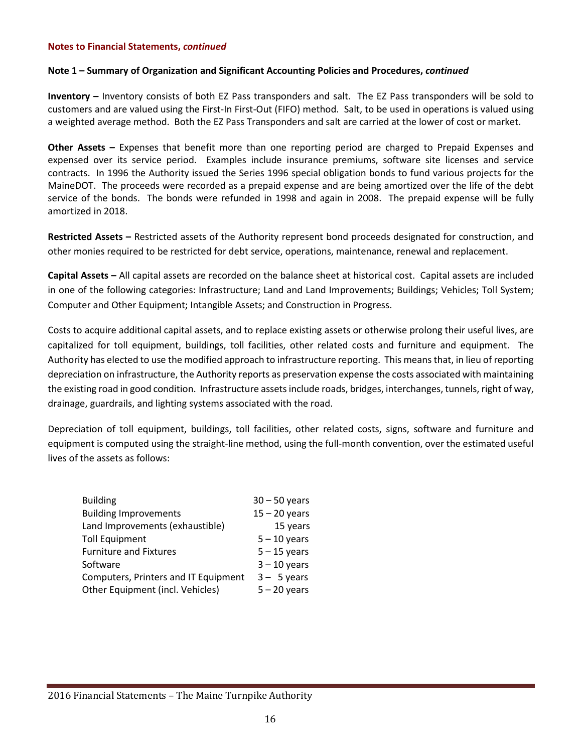**Notes to Financial Statements, *continued***

**Note 1 – Summary of Organization and Significant Accounting Policies and Procedures, *continued***

**Inventory –** Inventory consists of both EZ Pass transponders and salt. The EZ Pass transponders will be sold to customers and are valued using the First-In First-Out (FIFO) method. Salt, to be used in operations is valued using a weighted average method. Both the EZ Pass Transponders and salt are carried at the lower of cost or market.

**Other Assets –** Expenses that benefit more than one reporting period are charged to Prepaid Expenses and expensed over its service period. Examples include insurance premiums, software site licenses and service contracts. In 1996 the Authority issued the Series 1996 special obligation bonds to fund various projects for the MaineDOT. The proceeds were recorded as a prepaid expense and are being amortized over the life of the debt service of the bonds. The bonds were refunded in 1998 and again in 2008. The prepaid expense will be fully amortized in 2018.

**Restricted Assets –** Restricted assets of the Authority represent bond proceeds designated for construction, and other monies required to be restricted for debt service, operations, maintenance, renewal and replacement.

**Capital Assets –** All capital assets are recorded on the balance sheet at historical cost. Capital assets are included in one of the following categories: Infrastructure; Land and Land Improvements; Buildings; Vehicles; Toll System; Computer and Other Equipment; Intangible Assets; and Construction in Progress.

Costs to acquire additional capital assets, and to replace existing assets or otherwise prolong their useful lives, are capitalized for toll equipment, buildings, toll facilities, other related costs and furniture and equipment. The Authority has elected to use the modified approach to infrastructure reporting. This means that, in lieu of reporting depreciation on infrastructure, the Authority reports as preservation expense the costs associated with maintaining the existing road in good condition. Infrastructure assets include roads, bridges, interchanges, tunnels, right of way, drainage, guardrails, and lighting systems associated with the road.

Depreciation of toll equipment, buildings, toll facilities, other related costs, signs, software and furniture and equipment is computed using the straight-line method, using the full-month convention, over the estimated useful lives of the assets as follows:

| | |
|---|---|
| Building | 30 – 50 years |
| Building Improvements | 15 – 20 years |
| Land Improvements (exhaustible) | 15 years |
| Toll Equipment | 5 – 10 years |
| Furniture and Fixtures | 5 – 15 years |
| Software | 3 – 10 years |
| Computers, Printers and IT Equipment | 3 – 5 years |
| Other Equipment (incl. Vehicles) | 5 – 20 years |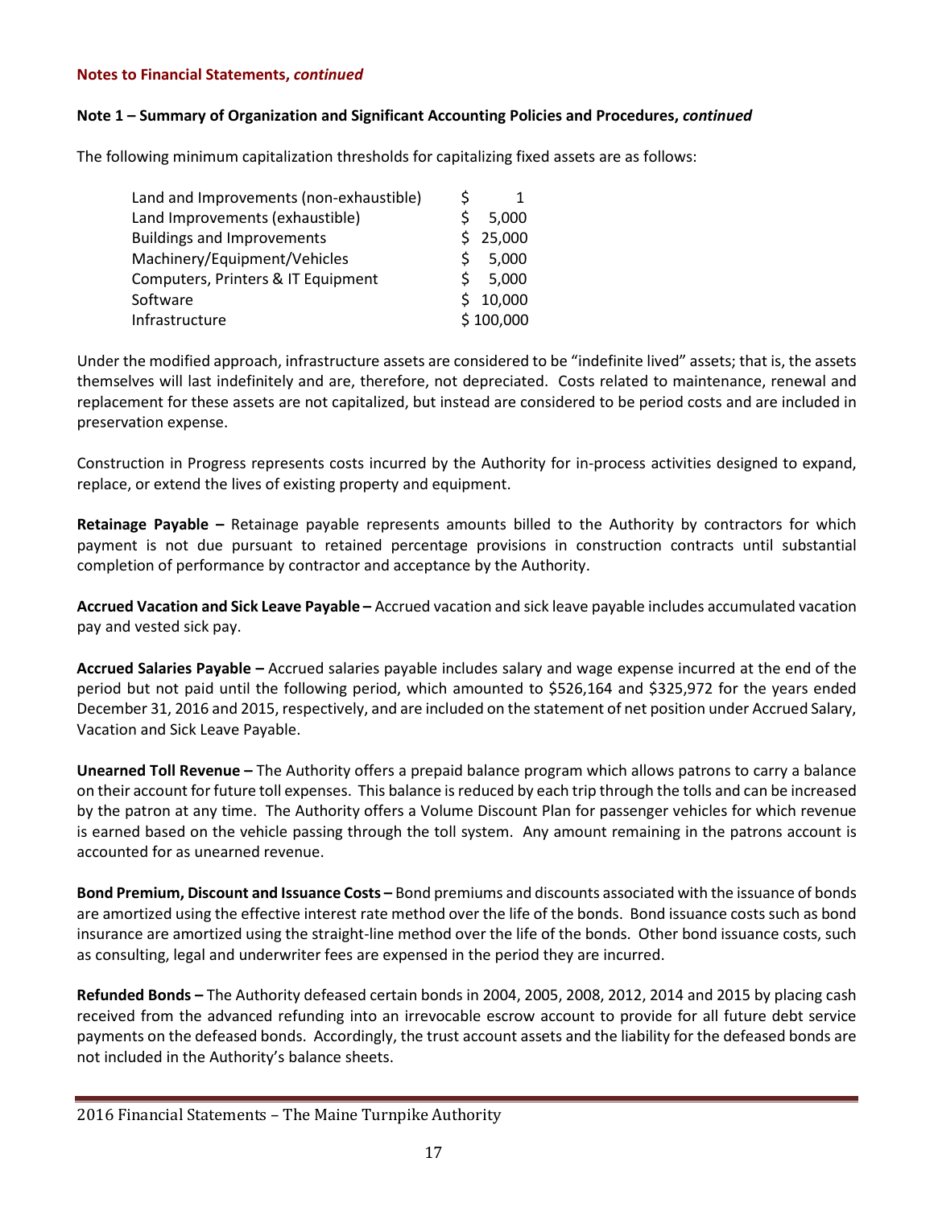**Notes to Financial Statements, *continued***

**Note 1 – Summary of Organization and Significant Accounting Policies and Procedures, *continued***

The following minimum capitalization thresholds for capitalizing fixed assets are as follows:

| | |
|---|---|
| Land and Improvements (non-exhaustible) | $ 1 |
| Land Improvements (exhaustible) | $ 5,000 |
| Buildings and Improvements | $ 25,000 |
| Machinery/Equipment/Vehicles | $ 5,000 |
| Computers, Printers & IT Equipment | $ 5,000 |
| Software | $ 10,000 |
| Infrastructure | $ 100,000 |

Under the modified approach, infrastructure assets are considered to be "indefinite lived" assets; that is, the assets themselves will last indefinitely and are, therefore, not depreciated. Costs related to maintenance, renewal and replacement for these assets are not capitalized, but instead are considered to be period costs and are included in preservation expense.

Construction in Progress represents costs incurred by the Authority for in-process activities designed to expand, replace, or extend the lives of existing property and equipment.

**Retainage Payable –** Retainage payable represents amounts billed to the Authority by contractors for which payment is not due pursuant to retained percentage provisions in construction contracts until substantial completion of performance by contractor and acceptance by the Authority.

**Accrued Vacation and Sick Leave Payable –** Accrued vacation and sick leave payable includes accumulated vacation pay and vested sick pay.

**Accrued Salaries Payable –** Accrued salaries payable includes salary and wage expense incurred at the end of the period but not paid until the following period, which amounted to $526,164 and $325,972 for the years ended December 31, 2016 and 2015, respectively, and are included on the statement of net position under Accrued Salary, Vacation and Sick Leave Payable.

**Unearned Toll Revenue –** The Authority offers a prepaid balance program which allows patrons to carry a balance on their account for future toll expenses. This balance is reduced by each trip through the tolls and can be increased by the patron at any time. The Authority offers a Volume Discount Plan for passenger vehicles for which revenue is earned based on the vehicle passing through the toll system. Any amount remaining in the patrons account is accounted for as unearned revenue.

**Bond Premium, Discount and Issuance Costs –** Bond premiums and discounts associated with the issuance of bonds are amortized using the effective interest rate method over the life of the bonds. Bond issuance costs such as bond insurance are amortized using the straight-line method over the life of the bonds. Other bond issuance costs, such as consulting, legal and underwriter fees are expensed in the period they are incurred.

**Refunded Bonds –** The Authority defeased certain bonds in 2004, 2005, 2008, 2012, 2014 and 2015 by placing cash received from the advanced refunding into an irrevocable escrow account to provide for all future debt service payments on the defeased bonds. Accordingly, the trust account assets and the liability for the defeased bonds are not included in the Authority's balance sheets.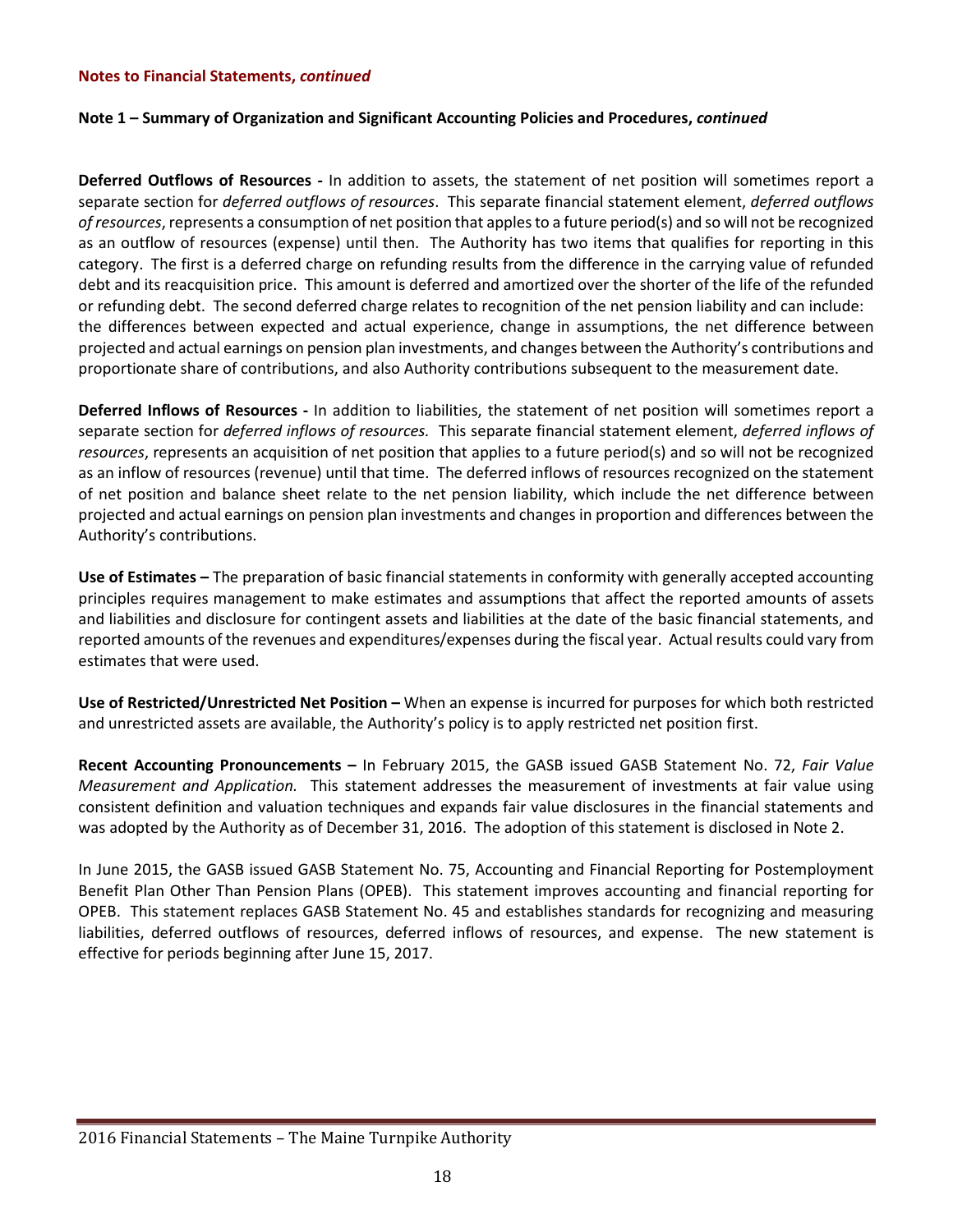**Notes to Financial Statements, *continued***

**Note 1 – Summary of Organization and Significant Accounting Policies and Procedures, *continued***

**Deferred Outflows of Resources -** In addition to assets, the statement of net position will sometimes report a separate section for *deferred outflows of resources*. This separate financial statement element, *deferred outflows of resources*, represents a consumption of net position that apples to a future period(s) and so will not be recognized as an outflow of resources (expense) until then. The Authority has two items that qualifies for reporting in this category. The first is a deferred charge on refunding results from the difference in the carrying value of refunded debt and its reacquisition price. This amount is deferred and amortized over the shorter of the life of the refunded or refunding debt. The second deferred charge relates to recognition of the net pension liability and can include: the differences between expected and actual experience, change in assumptions, the net difference between projected and actual earnings on pension plan investments, and changes between the Authority's contributions and proportionate share of contributions, and also Authority contributions subsequent to the measurement date.

**Deferred Inflows of Resources -** In addition to liabilities, the statement of net position will sometimes report a separate section for *deferred inflows of resources.* This separate financial statement element, *deferred inflows of resources*, represents an acquisition of net position that applies to a future period(s) and so will not be recognized as an inflow of resources (revenue) until that time. The deferred inflows of resources recognized on the statement of net position and balance sheet relate to the net pension liability, which include the net difference between projected and actual earnings on pension plan investments and changes in proportion and differences between the Authority's contributions.

**Use of Estimates –** The preparation of basic financial statements in conformity with generally accepted accounting principles requires management to make estimates and assumptions that affect the reported amounts of assets and liabilities and disclosure for contingent assets and liabilities at the date of the basic financial statements, and reported amounts of the revenues and expenditures/expenses during the fiscal year. Actual results could vary from estimates that were used.

**Use of Restricted/Unrestricted Net Position –** When an expense is incurred for purposes for which both restricted and unrestricted assets are available, the Authority's policy is to apply restricted net position first.

**Recent Accounting Pronouncements –** In February 2015, the GASB issued GASB Statement No. 72, *Fair Value Measurement and Application.* This statement addresses the measurement of investments at fair value using consistent definition and valuation techniques and expands fair value disclosures in the financial statements and was adopted by the Authority as of December 31, 2016. The adoption of this statement is disclosed in Note 2.

In June 2015, the GASB issued GASB Statement No. 75, Accounting and Financial Reporting for Postemployment Benefit Plan Other Than Pension Plans (OPEB). This statement improves accounting and financial reporting for OPEB. This statement replaces GASB Statement No. 45 and establishes standards for recognizing and measuring liabilities, deferred outflows of resources, deferred inflows of resources, and expense. The new statement is effective for periods beginning after June 15, 2017.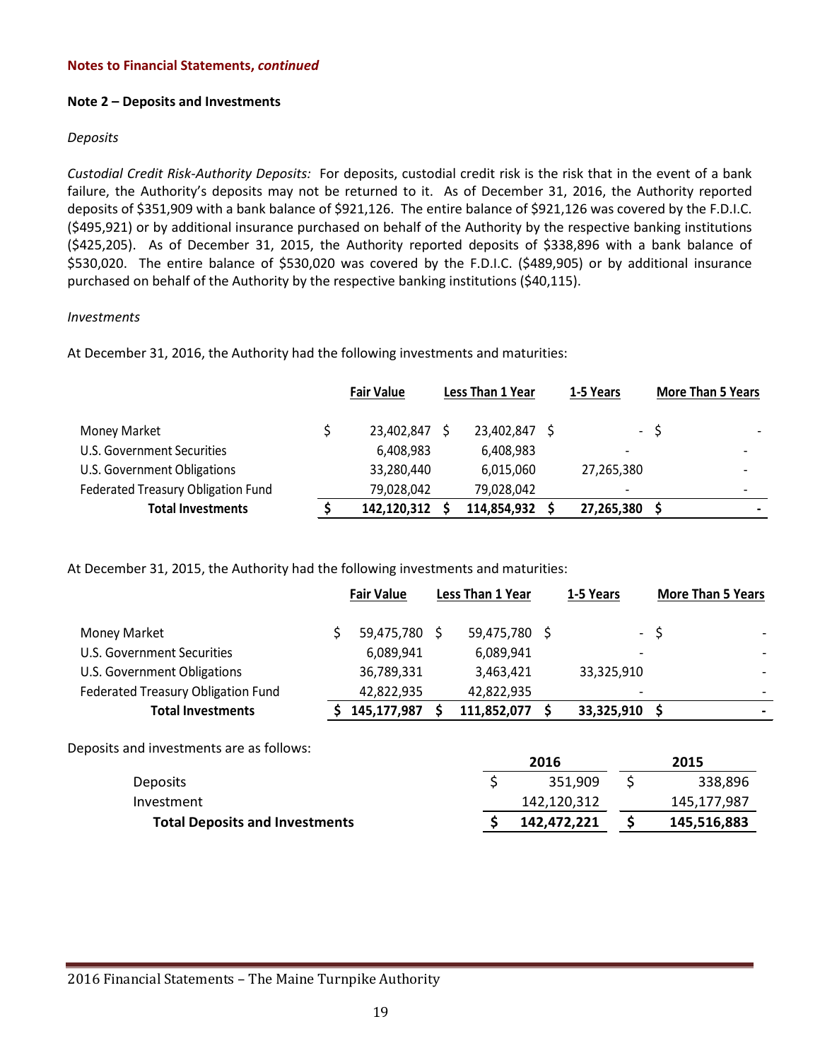**Notes to Financial Statements, *continued***

**Note 2 – Deposits and Investments**

*Deposits*

*Custodial Credit Risk-Authority Deposits:* For deposits, custodial credit risk is the risk that in the event of a bank failure, the Authority's deposits may not be returned to it. As of December 31, 2016, the Authority reported deposits of $351,909 with a bank balance of $921,126. The entire balance of $921,126 was covered by the F.D.I.C. ($495,921) or by additional insurance purchased on behalf of the Authority by the respective banking institutions ($425,205). As of December 31, 2015, the Authority reported deposits of $338,896 with a bank balance of $530,020. The entire balance of $530,020 was covered by the F.D.I.C. ($489,905) or by additional insurance purchased on behalf of the Authority by the respective banking institutions ($40,115).

*Investments*

At December 31, 2016, the Authority had the following investments and maturities:

| | Fair Value | Less Than 1 Year | 1-5 Years | More Than 5 Years |
|---|---|---|---|---|
| Money Market | $ 23,402,847 | $ 23,402,847 | $ - | $ - |
| U.S. Government Securities | 6,408,983 | 6,408,983 | - | - |
| U.S. Government Obligations | 33,280,440 | 6,015,060 | 27,265,380 | - |
| Federated Treasury Obligation Fund | 79,028,042 | 79,028,042 | - | - |
| **Total Investments** | **$ 142,120,312** | **$ 114,854,932** | **$ 27,265,380** | **$ -** |

At December 31, 2015, the Authority had the following investments and maturities:

| | Fair Value | Less Than 1 Year | 1-5 Years | More Than 5 Years |
|---|---|---|---|---|
| Money Market | $ 59,475,780 | $ 59,475,780 | $ - | $ - |
| U.S. Government Securities | 6,089,941 | 6,089,941 | - | - |
| U.S. Government Obligations | 36,789,331 | 3,463,421 | 33,325,910 | - |
| Federated Treasury Obligation Fund | 42,822,935 | 42,822,935 | - | - |
| **Total Investments** | **$ 145,177,987** | **$ 111,852,077** | **$ 33,325,910** | **$ -** |

Deposits and investments are as follows:

| | 2016 | 2015 |
|---|---|---|
| Deposits | $ 351,909 | $ 338,896 |
| Investment | 142,120,312 | 145,177,987 |
| **Total Deposits and Investments** | **$ 142,472,221** | **$ 145,516,883** |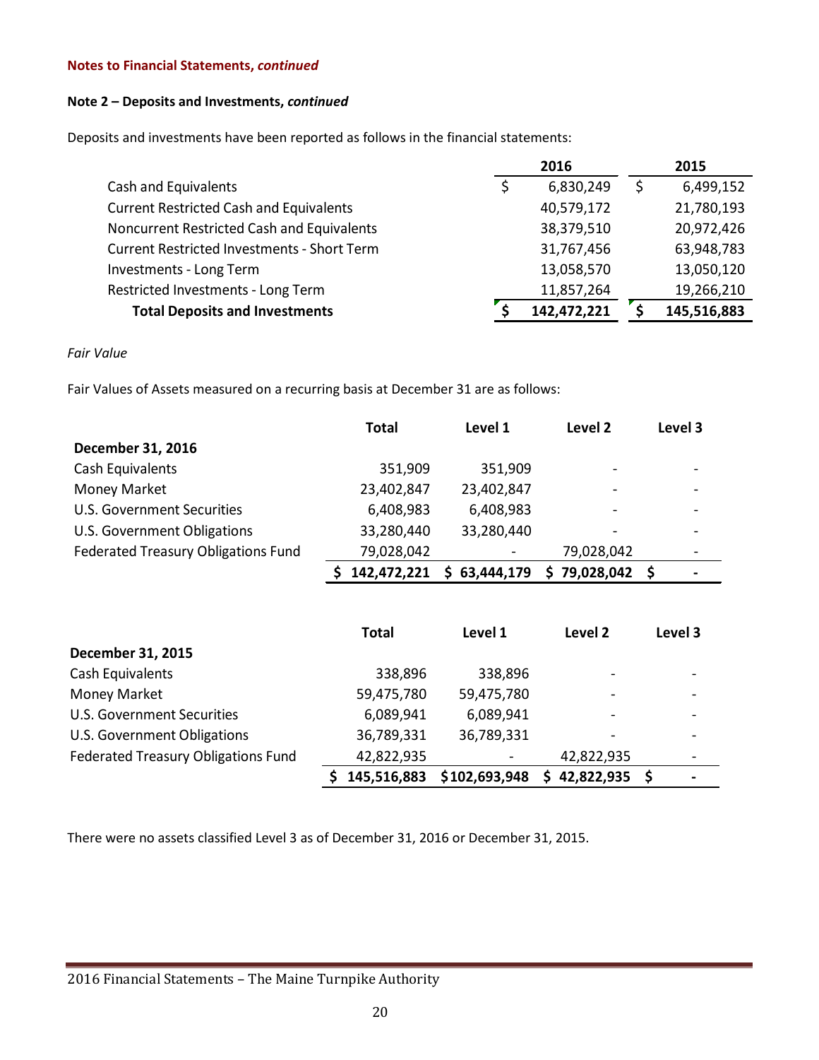**Notes to Financial Statements, *continued***

**Note 2 – Deposits and Investments, *continued***

Deposits and investments have been reported as follows in the financial statements:

| | 2016 | 2015 |
|---|---|---|
| Cash and Equivalents | $ 6,830,249 | $ 6,499,152 |
| Current Restricted Cash and Equivalents | 40,579,172 | 21,780,193 |
| Noncurrent Restricted Cash and Equivalents | 38,379,510 | 20,972,426 |
| Current Restricted Investments - Short Term | 31,767,456 | 63,948,783 |
| Investments - Long Term | 13,058,570 | 13,050,120 |
| Restricted Investments - Long Term | 11,857,264 | 19,266,210 |
| **Total Deposits and Investments** | **$ 142,472,221** | **$ 145,516,883** |

*Fair Value*

Fair Values of Assets measured on a recurring basis at December 31 are as follows:

| | Total | Level 1 | Level 2 | Level 3 |
|---|---|---|---|---|
| **December 31, 2016** | | | | |
| Cash Equivalents | 351,909 | 351,909 | - | - |
| Money Market | 23,402,847 | 23,402,847 | - | - |
| U.S. Government Securities | 6,408,983 | 6,408,983 | - | - |
| U.S. Government Obligations | 33,280,440 | 33,280,440 | - | - |
| Federated Treasury Obligations Fund | 79,028,042 | - | 79,028,042 | - |
| | **$ 142,472,221** | **$ 63,444,179** | **$ 79,028,042** | **$ -** |

| | Total | Level 1 | Level 2 | Level 3 |
|---|---|---|---|---|
| **December 31, 2015** | | | | |
| Cash Equivalents | 338,896 | 338,896 | - | - |
| Money Market | 59,475,780 | 59,475,780 | - | - |
| U.S. Government Securities | 6,089,941 | 6,089,941 | - | - |
| U.S. Government Obligations | 36,789,331 | 36,789,331 | - | - |
| Federated Treasury Obligations Fund | 42,822,935 | - | 42,822,935 | - |
| | **$ 145,516,883** | **$102,693,948** | **$ 42,822,935** | **$ -** |

There were no assets classified Level 3 as of December 31, 2016 or December 31, 2015.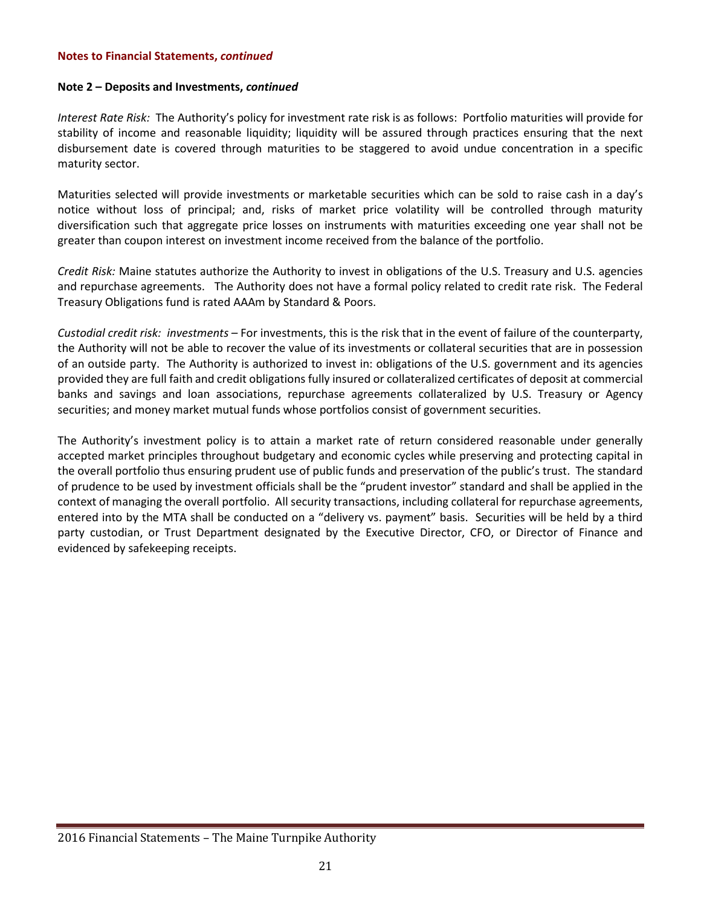**Notes to Financial Statements, *continued***

**Note 2 – Deposits and Investments, *continued***

*Interest Rate Risk:* The Authority's policy for investment rate risk is as follows: Portfolio maturities will provide for stability of income and reasonable liquidity; liquidity will be assured through practices ensuring that the next disbursement date is covered through maturities to be staggered to avoid undue concentration in a specific maturity sector.

Maturities selected will provide investments or marketable securities which can be sold to raise cash in a day's notice without loss of principal; and, risks of market price volatility will be controlled through maturity diversification such that aggregate price losses on instruments with maturities exceeding one year shall not be greater than coupon interest on investment income received from the balance of the portfolio.

*Credit Risk:* Maine statutes authorize the Authority to invest in obligations of the U.S. Treasury and U.S. agencies and repurchase agreements. The Authority does not have a formal policy related to credit rate risk. The Federal Treasury Obligations fund is rated AAAm by Standard & Poors.

*Custodial credit risk: investments* – For investments, this is the risk that in the event of failure of the counterparty, the Authority will not be able to recover the value of its investments or collateral securities that are in possession of an outside party. The Authority is authorized to invest in: obligations of the U.S. government and its agencies provided they are full faith and credit obligations fully insured or collateralized certificates of deposit at commercial banks and savings and loan associations, repurchase agreements collateralized by U.S. Treasury or Agency securities; and money market mutual funds whose portfolios consist of government securities.

The Authority's investment policy is to attain a market rate of return considered reasonable under generally accepted market principles throughout budgetary and economic cycles while preserving and protecting capital in the overall portfolio thus ensuring prudent use of public funds and preservation of the public's trust. The standard of prudence to be used by investment officials shall be the "prudent investor" standard and shall be applied in the context of managing the overall portfolio. All security transactions, including collateral for repurchase agreements, entered into by the MTA shall be conducted on a "delivery vs. payment" basis. Securities will be held by a third party custodian, or Trust Department designated by the Executive Director, CFO, or Director of Finance and evidenced by safekeeping receipts.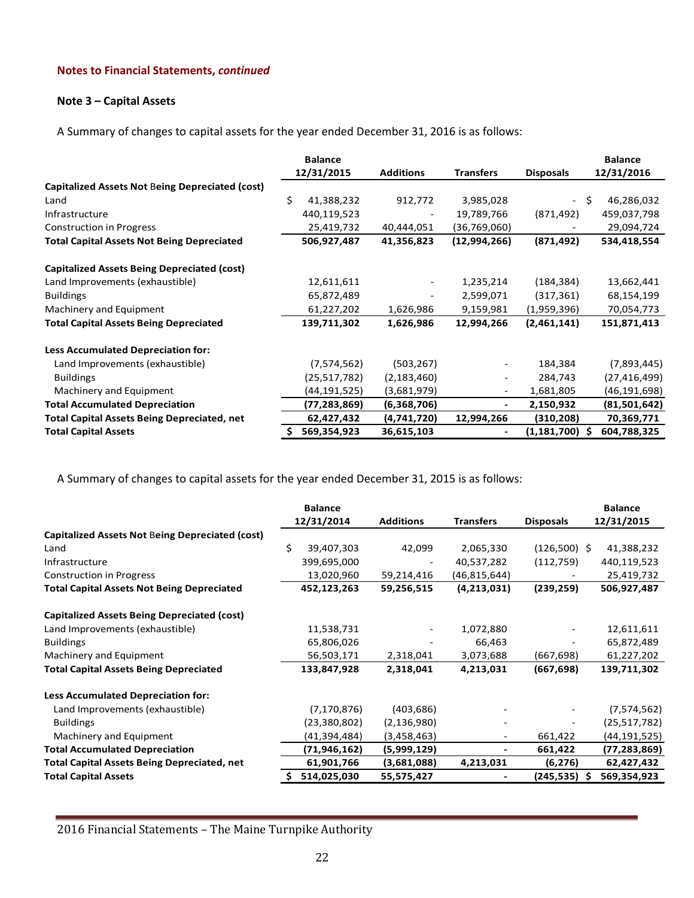**Notes to Financial Statements, *continued***

**Note 3 – Capital Assets**

A Summary of changes to capital assets for the year ended December 31, 2016 is as follows:

| | Balance 12/31/2015 | Additions | Transfers | Disposals | Balance 12/31/2016 |
|---|---|---|---|---|---|
| **Capitalized Assets Not Being Depreciated (cost)** | | | | | |
| Land | $ 41,388,232 | 912,772 | 3,985,028 | - | $ 46,286,032 |
| Infrastructure | 440,119,523 | - | 19,789,766 | (871,492) | 459,037,798 |
| Construction in Progress | 25,419,732 | 40,444,051 | (36,769,060) | - | 29,094,724 |
| **Total Capital Assets Not Being Depreciated** | **506,927,487** | **41,356,823** | **(12,994,266)** | **(871,492)** | **534,418,554** |
| **Capitalized Assets Being Depreciated (cost)** | | | | | |
| Land Improvements (exhaustible) | 12,611,611 | - | 1,235,214 | (184,384) | 13,662,441 |
| Buildings | 65,872,489 | - | 2,599,071 | (317,361) | 68,154,199 |
| Machinery and Equipment | 61,227,202 | 1,626,986 | 9,159,981 | (1,959,396) | 70,054,773 |
| **Total Capital Assets Being Depreciated** | **139,711,302** | **1,626,986** | **12,994,266** | **(2,461,141)** | **151,871,413** |
| **Less Accumulated Depreciation for:** | | | | | |
| Land Improvements (exhaustible) | (7,574,562) | (503,267) | - | 184,384 | (7,893,445) |
| Buildings | (25,517,782) | (2,183,460) | - | 284,743 | (27,416,499) |
| Machinery and Equipment | (44,191,525) | (3,681,979) | - | 1,681,805 | (46,191,698) |
| **Total Accumulated Depreciation** | **(77,283,869)** | **(6,368,706)** | **-** | **2,150,932** | **(81,501,642)** |
| **Total Capital Assets Being Depreciated, net** | **62,427,432** | **(4,741,720)** | **12,994,266** | **(310,208)** | **70,369,771** |
| **Total Capital Assets** | **$ 569,354,923** | **36,615,103** | **-** | **(1,181,700)** | **$ 604,788,325** |

A Summary of changes to capital assets for the year ended December 31, 2015 is as follows:

| | Balance 12/31/2014 | Additions | Transfers | Disposals | Balance 12/31/2015 |
|---|---|---|---|---|---|
| **Capitalized Assets Not Being Depreciated (cost)** | | | | | |
| Land | $ 39,407,303 | 42,099 | 2,065,330 | (126,500) | $ 41,388,232 |
| Infrastructure | 399,695,000 | - | 40,537,282 | (112,759) | 440,119,523 |
| Construction in Progress | 13,020,960 | 59,214,416 | (46,815,644) | - | 25,419,732 |
| **Total Capital Assets Not Being Depreciated** | **452,123,263** | **59,256,515** | **(4,213,031)** | **(239,259)** | **506,927,487** |
| **Capitalized Assets Being Depreciated (cost)** | | | | | |
| Land Improvements (exhaustible) | 11,538,731 | - | 1,072,880 | - | 12,611,611 |
| Buildings | 65,806,026 | - | 66,463 | - | 65,872,489 |
| Machinery and Equipment | 56,503,171 | 2,318,041 | 3,073,688 | (667,698) | 61,227,202 |
| **Total Capital Assets Being Depreciated** | **133,847,928** | **2,318,041** | **4,213,031** | **(667,698)** | **139,711,302** |
| **Less Accumulated Depreciation for:** | | | | | |
| Land Improvements (exhaustible) | (7,170,876) | (403,686) | - | - | (7,574,562) |
| Buildings | (23,380,802) | (2,136,980) | - | - | (25,517,782) |
| Machinery and Equipment | (41,394,484) | (3,458,463) | - | 661,422 | (44,191,525) |
| **Total Accumulated Depreciation** | **(71,946,162)** | **(5,999,129)** | **-** | **661,422** | **(77,283,869)** |
| **Total Capital Assets Being Depreciated, net** | **61,901,766** | **(3,681,088)** | **4,213,031** | **(6,276)** | **62,427,432** |
| **Total Capital Assets** | **$ 514,025,030** | **55,575,427** | **-** | **(245,535)** | **$ 569,354,923** |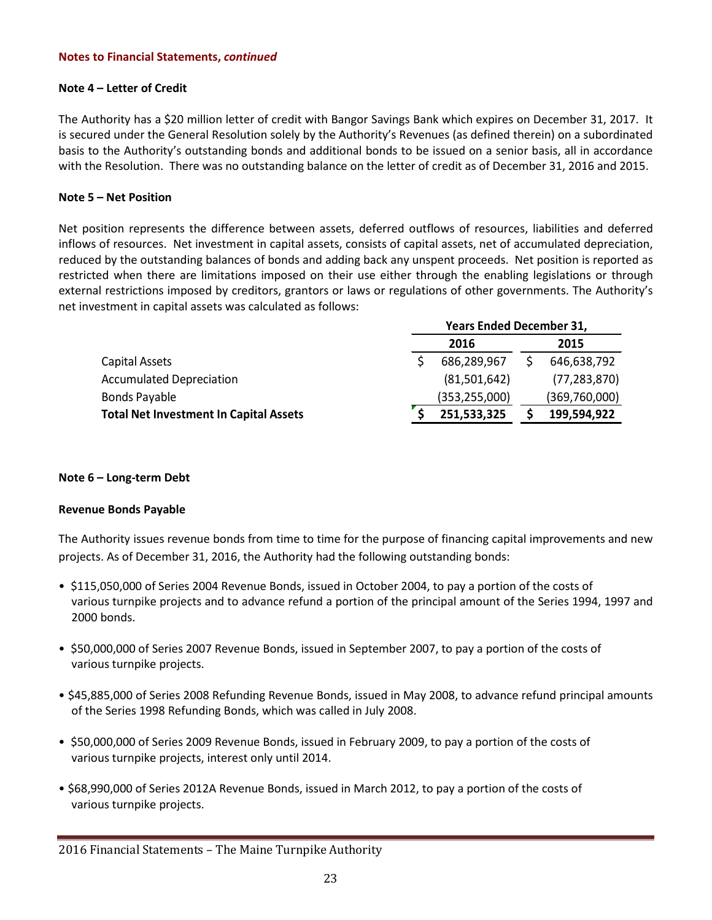**Notes to Financial Statements, *continued***

**Note 4 – Letter of Credit**

The Authority has a $20 million letter of credit with Bangor Savings Bank which expires on December 31, 2017. It is secured under the General Resolution solely by the Authority's Revenues (as defined therein) on a subordinated basis to the Authority's outstanding bonds and additional bonds to be issued on a senior basis, all in accordance with the Resolution. There was no outstanding balance on the letter of credit as of December 31, 2016 and 2015.

**Note 5 – Net Position**

Net position represents the difference between assets, deferred outflows of resources, liabilities and deferred inflows of resources. Net investment in capital assets, consists of capital assets, net of accumulated depreciation, reduced by the outstanding balances of bonds and adding back any unspent proceeds. Net position is reported as restricted when there are limitations imposed on their use either through the enabling legislations or through external restrictions imposed by creditors, grantors or laws or regulations of other governments. The Authority's net investment in capital assets was calculated as follows:

| | Years Ended December 31, | |
|---|---|---|
| | **2016** | **2015** |
| Capital Assets | $ 686,289,967 | $ 646,638,792 |
| Accumulated Depreciation | (81,501,642) | (77,283,870) |
| Bonds Payable | (353,255,000) | (369,760,000) |
| **Total Net Investment In Capital Assets** | **$ 251,533,325** | **$ 199,594,922** |

**Note 6 – Long-term Debt**

**Revenue Bonds Payable**

The Authority issues revenue bonds from time to time for the purpose of financing capital improvements and new projects. As of December 31, 2016, the Authority had the following outstanding bonds:

- $115,050,000 of Series 2004 Revenue Bonds, issued in October 2004, to pay a portion of the costs of various turnpike projects and to advance refund a portion of the principal amount of the Series 1994, 1997 and 2000 bonds.
- $50,000,000 of Series 2007 Revenue Bonds, issued in September 2007, to pay a portion of the costs of various turnpike projects.
- $45,885,000 of Series 2008 Refunding Revenue Bonds, issued in May 2008, to advance refund principal amounts of the Series 1998 Refunding Bonds, which was called in July 2008.
- $50,000,000 of Series 2009 Revenue Bonds, issued in February 2009, to pay a portion of the costs of various turnpike projects, interest only until 2014.
- $68,990,000 of Series 2012A Revenue Bonds, issued in March 2012, to pay a portion of the costs of various turnpike projects.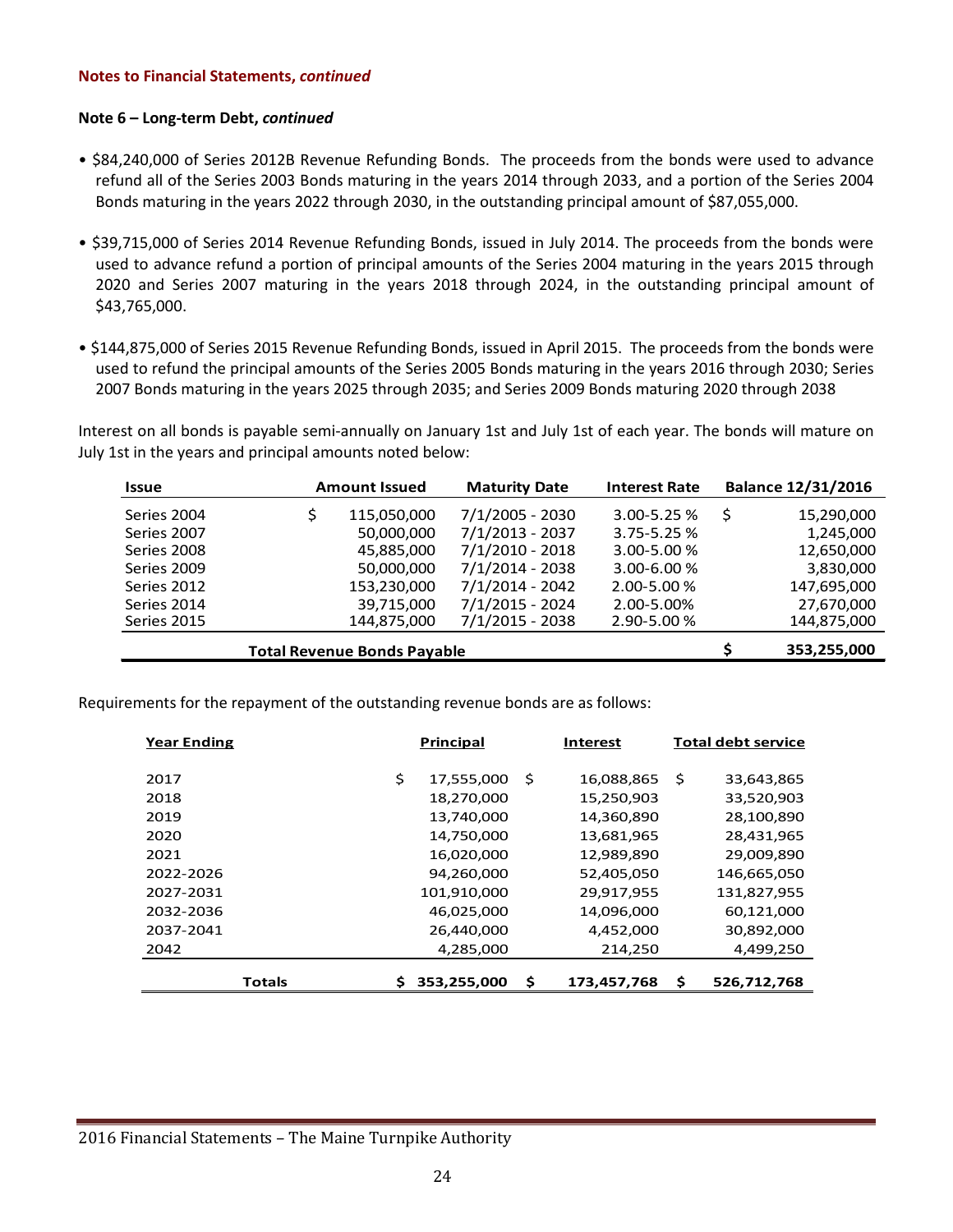**Notes to Financial Statements, *continued***

**Note 6 – Long-term Debt, *continued***

- $84,240,000 of Series 2012B Revenue Refunding Bonds. The proceeds from the bonds were used to advance refund all of the Series 2003 Bonds maturing in the years 2014 through 2033, and a portion of the Series 2004 Bonds maturing in the years 2022 through 2030, in the outstanding principal amount of $87,055,000.

- $39,715,000 of Series 2014 Revenue Refunding Bonds, issued in July 2014. The proceeds from the bonds were used to advance refund a portion of principal amounts of the Series 2004 maturing in the years 2015 through 2020 and Series 2007 maturing in the years 2018 through 2024, in the outstanding principal amount of $43,765,000.

- $144,875,000 of Series 2015 Revenue Refunding Bonds, issued in April 2015. The proceeds from the bonds were used to refund the principal amounts of the Series 2005 Bonds maturing in the years 2016 through 2030; Series 2007 Bonds maturing in the years 2025 through 2035; and Series 2009 Bonds maturing 2020 through 2038

Interest on all bonds is payable semi-annually on January 1st and July 1st of each year. The bonds will mature on July 1st in the years and principal amounts noted below:

| Issue | Amount Issued | Maturity Date | Interest Rate | Balance 12/31/2016 |
|---|---|---|---|---|
| Series 2004 | $ 115,050,000 | 7/1/2005 - 2030 | 3.00-5.25 % | $ 15,290,000 |
| Series 2007 | 50,000,000 | 7/1/2013 - 2037 | 3.75-5.25 % | 1,245,000 |
| Series 2008 | 45,885,000 | 7/1/2010 - 2018 | 3.00-5.00 % | 12,650,000 |
| Series 2009 | 50,000,000 | 7/1/2014 - 2038 | 3.00-6.00 % | 3,830,000 |
| Series 2012 | 153,230,000 | 7/1/2014 - 2042 | 2.00-5.00 % | 147,695,000 |
| Series 2014 | 39,715,000 | 7/1/2015 - 2024 | 2.00-5.00% | 27,670,000 |
| Series 2015 | 144,875,000 | 7/1/2015 - 2038 | 2.90-5.00 % | 144,875,000 |
| **Total Revenue Bonds Payable** | | | | **$ 353,255,000** |

Requirements for the repayment of the outstanding revenue bonds are as follows:

| Year Ending | Principal | Interest | Total debt service |
|---|---|---|---|
| 2017 | $ 17,555,000 | $ 16,088,865 | $ 33,643,865 |
| 2018 | 18,270,000 | 15,250,903 | 33,520,903 |
| 2019 | 13,740,000 | 14,360,890 | 28,100,890 |
| 2020 | 14,750,000 | 13,681,965 | 28,431,965 |
| 2021 | 16,020,000 | 12,989,890 | 29,009,890 |
| 2022-2026 | 94,260,000 | 52,405,050 | 146,665,050 |
| 2027-2031 | 101,910,000 | 29,917,955 | 131,827,955 |
| 2032-2036 | 46,025,000 | 14,096,000 | 60,121,000 |
| 2037-2041 | 26,440,000 | 4,452,000 | 30,892,000 |
| 2042 | 4,285,000 | 214,250 | 4,499,250 |
| **Totals** | **$ 353,255,000** | **$ 173,457,768** | **$ 526,712,768** |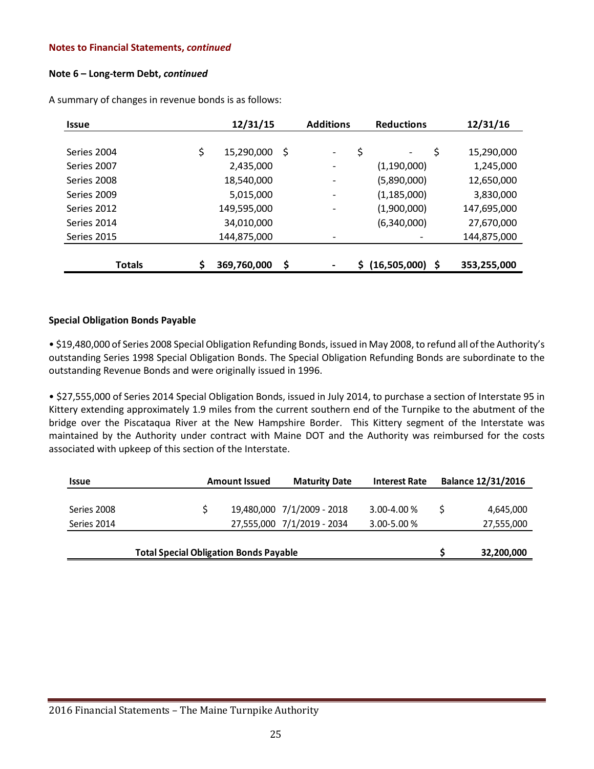**Notes to Financial Statements, *continued***

**Note 6 – Long-term Debt, *continued***

A summary of changes in revenue bonds is as follows:

| Issue | 12/31/15 | Additions | Reductions | 12/31/16 |
|---|---|---|---|---|
| Series 2004 | $ 15,290,000 | $ - | $ - | $ 15,290,000 |
| Series 2007 | 2,435,000 | - | (1,190,000) | 1,245,000 |
| Series 2008 | 18,540,000 | - | (5,890,000) | 12,650,000 |
| Series 2009 | 5,015,000 | - | (1,185,000) | 3,830,000 |
| Series 2012 | 149,595,000 | - | (1,900,000) | 147,695,000 |
| Series 2014 | 34,010,000 | | (6,340,000) | 27,670,000 |
| Series 2015 | 144,875,000 | - | - | 144,875,000 |
| **Totals** | **$ 369,760,000** | **$ -** | **$ (16,505,000)** | **$ 353,255,000** |

**Special Obligation Bonds Payable**

• $19,480,000 of Series 2008 Special Obligation Refunding Bonds, issued in May 2008, to refund all of the Authority's outstanding Series 1998 Special Obligation Bonds. The Special Obligation Refunding Bonds are subordinate to the outstanding Revenue Bonds and were originally issued in 1996.

• $27,555,000 of Series 2014 Special Obligation Bonds, issued in July 2014, to purchase a section of Interstate 95 in Kittery extending approximately 1.9 miles from the current southern end of the Turnpike to the abutment of the bridge over the Piscataqua River at the New Hampshire Border. This Kittery segment of the Interstate was maintained by the Authority under contract with Maine DOT and the Authority was reimbursed for the costs associated with upkeep of this section of the Interstate.

| Issue | Amount Issued | Maturity Date | Interest Rate | Balance 12/31/2016 |
|---|---|---|---|---|
| Series 2008 | $ 19,480,000 | 7/1/2009 - 2018 | 3.00-4.00 % | $ 4,645,000 |
| Series 2014 | 27,555,000 | 7/1/2019 - 2034 | 3.00-5.00 % | 27,555,000 |
| **Total Special Obligation Bonds Payable** | | | | **$ 32,200,000** |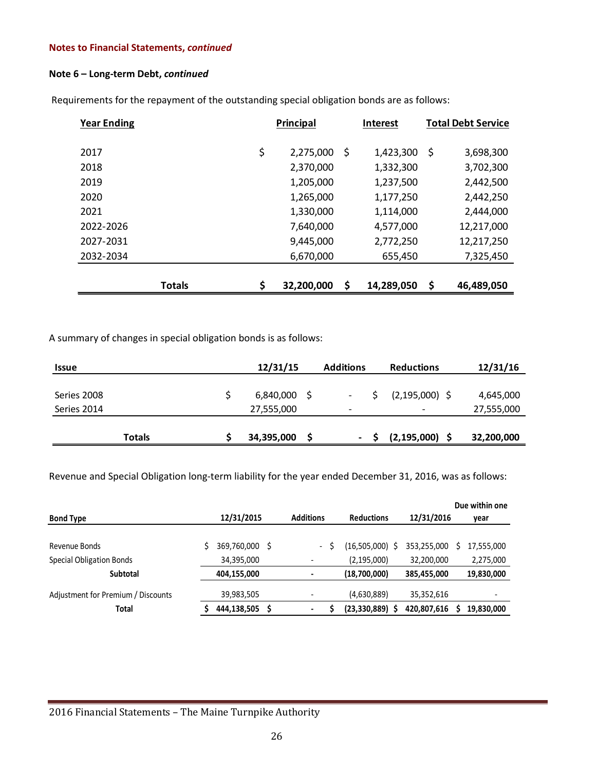**Notes to Financial Statements, *continued***

**Note 6 – Long-term Debt, *continued***

Requirements for the repayment of the outstanding special obligation bonds are as follows:

| Year Ending | Principal | Interest | Total Debt Service |
|---|---|---|---|
| 2017 | $ 2,275,000 | $ 1,423,300 | $ 3,698,300 |
| 2018 | 2,370,000 | 1,332,300 | 3,702,300 |
| 2019 | 1,205,000 | 1,237,500 | 2,442,500 |
| 2020 | 1,265,000 | 1,177,250 | 2,442,250 |
| 2021 | 1,330,000 | 1,114,000 | 2,444,000 |
| 2022-2026 | 7,640,000 | 4,577,000 | 12,217,000 |
| 2027-2031 | 9,445,000 | 2,772,250 | 12,217,250 |
| 2032-2034 | 6,670,000 | 655,450 | 7,325,450 |
| **Totals** | **$ 32,200,000** | **$ 14,289,050** | **$ 46,489,050** |

A summary of changes in special obligation bonds is as follows:

| Issue | 12/31/15 | Additions | Reductions | 12/31/16 |
|---|---|---|---|---|
| Series 2008 | $ 6,840,000 | $ - | $ (2,195,000) | $ 4,645,000 |
| Series 2014 | 27,555,000 | - | - | 27,555,000 |
| **Totals** | **$ 34,395,000** | **$ -** | **$ (2,195,000)** | **$ 32,200,000** |

Revenue and Special Obligation long-term liability for the year ended December 31, 2016, was as follows:

| Bond Type | 12/31/2015 | Additions | Reductions | 12/31/2016 | Due within one year |
|---|---|---|---|---|---|
| Revenue Bonds | $ 369,760,000 | $ - | $ (16,505,000) | $ 353,255,000 | $ 17,555,000 |
| Special Obligation Bonds | 34,395,000 | - | (2,195,000) | 32,200,000 | 2,275,000 |
| **Subtotal** | **404,155,000** | **-** | **(18,700,000)** | **385,455,000** | **19,830,000** |
| Adjustment for Premium / Discounts | 39,983,505 | - | (4,630,889) | 35,352,616 | - |
| **Total** | **$ 444,138,505** | **$ -** | **$ (23,330,889)** | **$ 420,807,616** | **$ 19,830,000** |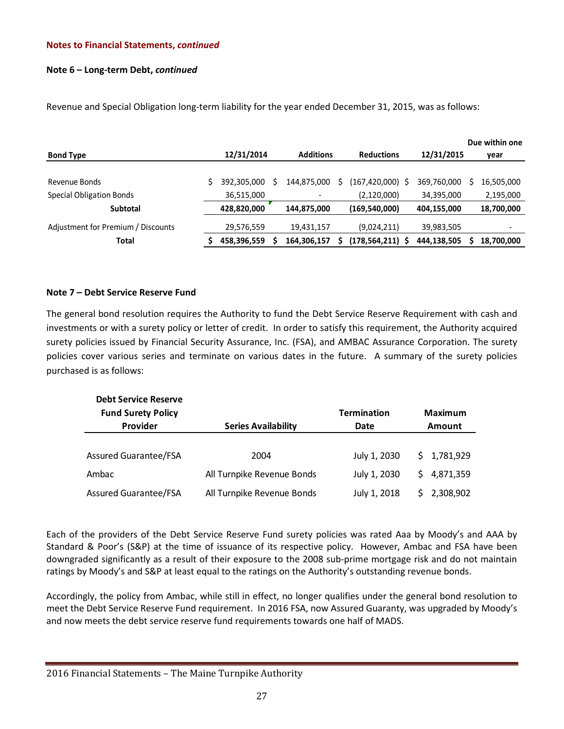**Notes to Financial Statements, *continued***

**Note 6 – Long-term Debt, *continued***

Revenue and Special Obligation long-term liability for the year ended December 31, 2015, was as follows:

| Bond Type | 12/31/2014 | Additions | Reductions | 12/31/2015 | Due within one year |
|---|---|---|---|---|---|
| Revenue Bonds | $ 392,305,000 | $ 144,875,000 | $ (167,420,000) | $ 369,760,000 | $ 16,505,000 |
| Special Obligation Bonds | 36,515,000 | - | (2,120,000) | 34,395,000 | 2,195,000 |
| **Subtotal** | **428,820,000** | **144,875,000** | **(169,540,000)** | **404,155,000** | **18,700,000** |
| Adjustment for Premium / Discounts | 29,576,559 | 19,431,157 | (9,024,211) | 39,983,505 | - |
| **Total** | **$ 458,396,559** | **$ 164,306,157** | **$ (178,564,211)** | **$ 444,138,505** | **$ 18,700,000** |

**Note 7 – Debt Service Reserve Fund**

The general bond resolution requires the Authority to fund the Debt Service Reserve Requirement with cash and investments or with a surety policy or letter of credit. In order to satisfy this requirement, the Authority acquired surety policies issued by Financial Security Assurance, Inc. (FSA), and AMBAC Assurance Corporation. The surety policies cover various series and terminate on various dates in the future. A summary of the surety policies purchased is as follows:

| Debt Service Reserve Fund Surety Policy Provider | Series Availability | Termination Date | Maximum Amount |
|---|---|---|---|
| Assured Guarantee/FSA | 2004 | July 1, 2030 | $ 1,781,929 |
| Ambac | All Turnpike Revenue Bonds | July 1, 2030 | $ 4,871,359 |
| Assured Guarantee/FSA | All Turnpike Revenue Bonds | July 1, 2018 | $ 2,308,902 |

Each of the providers of the Debt Service Reserve Fund surety policies was rated Aaa by Moody's and AAA by Standard & Poor's (S&P) at the time of issuance of its respective policy. However, Ambac and FSA have been downgraded significantly as a result of their exposure to the 2008 sub-prime mortgage risk and do not maintain ratings by Moody's and S&P at least equal to the ratings on the Authority's outstanding revenue bonds.

Accordingly, the policy from Ambac, while still in effect, no longer qualifies under the general bond resolution to meet the Debt Service Reserve Fund requirement. In 2016 FSA, now Assured Guaranty, was upgraded by Moody's and now meets the debt service reserve fund requirements towards one half of MADS.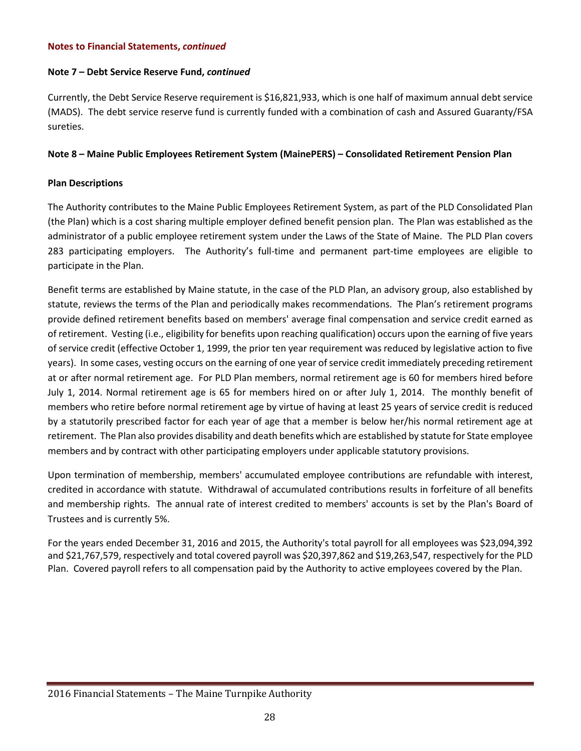**Notes to Financial Statements, *continued***

**Note 7 – Debt Service Reserve Fund, *continued***

Currently, the Debt Service Reserve requirement is $16,821,933, which is one half of maximum annual debt service (MADS). The debt service reserve fund is currently funded with a combination of cash and Assured Guaranty/FSA sureties.

**Note 8 – Maine Public Employees Retirement System (MainePERS) – Consolidated Retirement Pension Plan**

**Plan Descriptions**

The Authority contributes to the Maine Public Employees Retirement System, as part of the PLD Consolidated Plan (the Plan) which is a cost sharing multiple employer defined benefit pension plan. The Plan was established as the administrator of a public employee retirement system under the Laws of the State of Maine. The PLD Plan covers 283 participating employers. The Authority's full-time and permanent part-time employees are eligible to participate in the Plan.

Benefit terms are established by Maine statute, in the case of the PLD Plan, an advisory group, also established by statute, reviews the terms of the Plan and periodically makes recommendations. The Plan's retirement programs provide defined retirement benefits based on members' average final compensation and service credit earned as of retirement. Vesting (i.e., eligibility for benefits upon reaching qualification) occurs upon the earning of five years of service credit (effective October 1, 1999, the prior ten year requirement was reduced by legislative action to five years). In some cases, vesting occurs on the earning of one year of service credit immediately preceding retirement at or after normal retirement age. For PLD Plan members, normal retirement age is 60 for members hired before July 1, 2014. Normal retirement age is 65 for members hired on or after July 1, 2014. The monthly benefit of members who retire before normal retirement age by virtue of having at least 25 years of service credit is reduced by a statutorily prescribed factor for each year of age that a member is below her/his normal retirement age at retirement. The Plan also provides disability and death benefits which are established by statute for State employee members and by contract with other participating employers under applicable statutory provisions.

Upon termination of membership, members' accumulated employee contributions are refundable with interest, credited in accordance with statute. Withdrawal of accumulated contributions results in forfeiture of all benefits and membership rights. The annual rate of interest credited to members' accounts is set by the Plan's Board of Trustees and is currently 5%.

For the years ended December 31, 2016 and 2015, the Authority's total payroll for all employees was $23,094,392 and $21,767,579, respectively and total covered payroll was $20,397,862 and $19,263,547, respectively for the PLD Plan. Covered payroll refers to all compensation paid by the Authority to active employees covered by the Plan.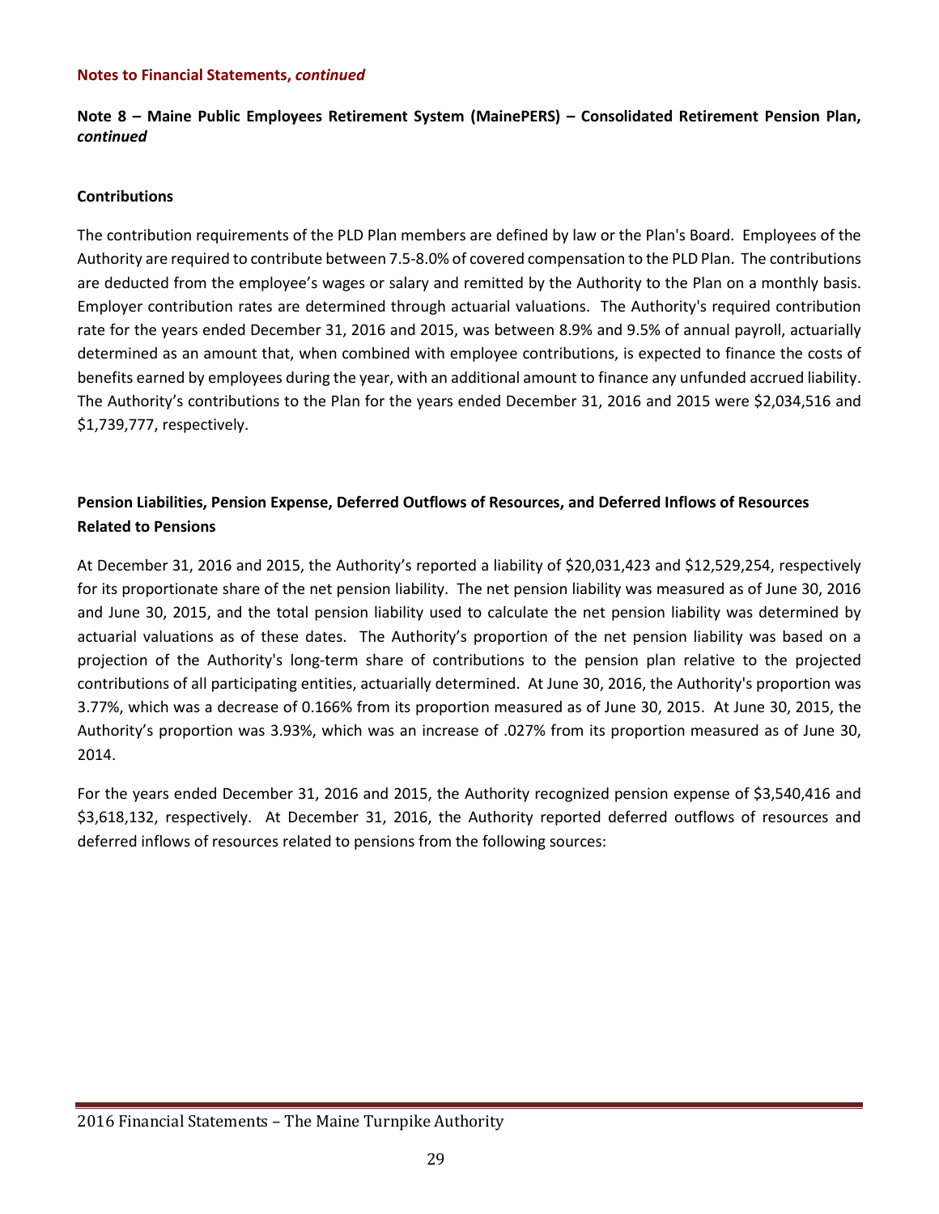**Notes to Financial Statements, *continued***

**Note 8 – Maine Public Employees Retirement System (MainePERS) – Consolidated Retirement Pension Plan, *continued***

**Contributions**

The contribution requirements of the PLD Plan members are defined by law or the Plan's Board. Employees of the Authority are required to contribute between 7.5-8.0% of covered compensation to the PLD Plan. The contributions are deducted from the employee's wages or salary and remitted by the Authority to the Plan on a monthly basis. Employer contribution rates are determined through actuarial valuations. The Authority's required contribution rate for the years ended December 31, 2016 and 2015, was between 8.9% and 9.5% of annual payroll, actuarially determined as an amount that, when combined with employee contributions, is expected to finance the costs of benefits earned by employees during the year, with an additional amount to finance any unfunded accrued liability. The Authority's contributions to the Plan for the years ended December 31, 2016 and 2015 were $2,034,516 and $1,739,777, respectively.

**Pension Liabilities, Pension Expense, Deferred Outflows of Resources, and Deferred Inflows of Resources Related to Pensions**

At December 31, 2016 and 2015, the Authority's reported a liability of $20,031,423 and $12,529,254, respectively for its proportionate share of the net pension liability. The net pension liability was measured as of June 30, 2016 and June 30, 2015, and the total pension liability used to calculate the net pension liability was determined by actuarial valuations as of these dates. The Authority's proportion of the net pension liability was based on a projection of the Authority's long-term share of contributions to the pension plan relative to the projected contributions of all participating entities, actuarially determined. At June 30, 2016, the Authority's proportion was 3.77%, which was a decrease of 0.166% from its proportion measured as of June 30, 2015. At June 30, 2015, the Authority's proportion was 3.93%, which was an increase of .027% from its proportion measured as of June 30, 2014.

For the years ended December 31, 2016 and 2015, the Authority recognized pension expense of $3,540,416 and $3,618,132, respectively. At December 31, 2016, the Authority reported deferred outflows of resources and deferred inflows of resources related to pensions from the following sources: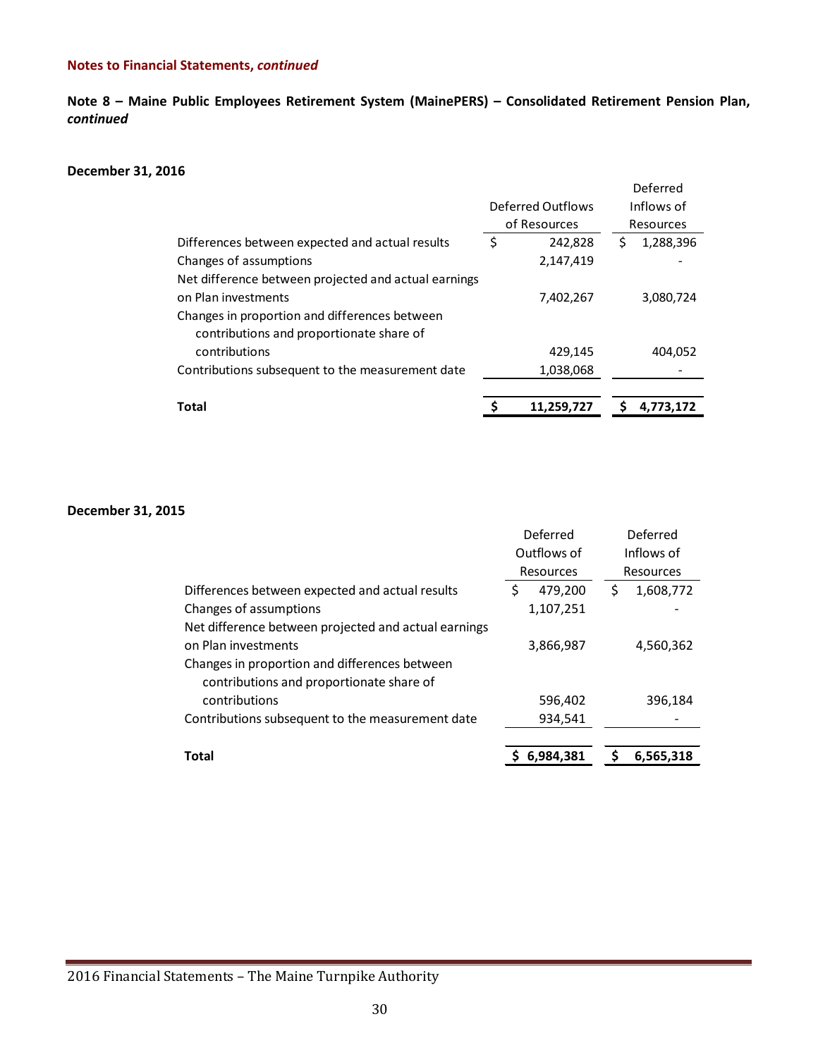**Notes to Financial Statements, *continued***

**Note 8 – Maine Public Employees Retirement System (MainePERS) – Consolidated Retirement Pension Plan, *continued***

**December 31, 2016**

| | Deferred Outflows of Resources | Deferred Inflows of Resources |
|---|---|---|
| Differences between expected and actual results | $ 242,828 | $ 1,288,396 |
| Changes of assumptions | 2,147,419 | - |
| Net difference between projected and actual earnings on Plan investments | 7,402,267 | 3,080,724 |
| Changes in proportion and differences between contributions and proportionate share of contributions | 429,145 | 404,052 |
| Contributions subsequent to the measurement date | 1,038,068 | - |
| **Total** | **$ 11,259,727** | **$ 4,773,172** |

**December 31, 2015**

| | Deferred Outflows of Resources | Deferred Inflows of Resources |
|---|---|---|
| Differences between expected and actual results | $ 479,200 | $ 1,608,772 |
| Changes of assumptions | 1,107,251 | - |
| Net difference between projected and actual earnings on Plan investments | 3,866,987 | 4,560,362 |
| Changes in proportion and differences between contributions and proportionate share of contributions | 596,402 | 396,184 |
| Contributions subsequent to the measurement date | 934,541 | - |
| **Total** | **$ 6,984,381** | **$ 6,565,318** |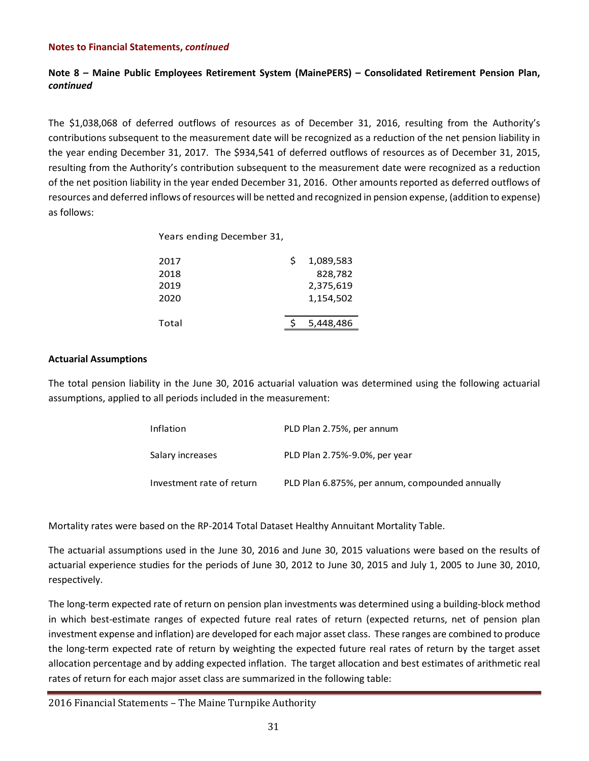**Notes to Financial Statements, *continued***

**Note 8 – Maine Public Employees Retirement System (MainePERS) – Consolidated Retirement Pension Plan, *continued***

The $1,038,068 of deferred outflows of resources as of December 31, 2016, resulting from the Authority's contributions subsequent to the measurement date will be recognized as a reduction of the net pension liability in the year ending December 31, 2017. The $934,541 of deferred outflows of resources as of December 31, 2015, resulting from the Authority's contribution subsequent to the measurement date were recognized as a reduction of the net position liability in the year ended December 31, 2016. Other amounts reported as deferred outflows of resources and deferred inflows of resources will be netted and recognized in pension expense, (addition to expense) as follows:

| Years ending December 31, | |
|---|---|
| 2017 | $ 1,089,583 |
| 2018 | 828,782 |
| 2019 | 2,375,619 |
| 2020 | 1,154,502 |
| Total | $ 5,448,486 |

**Actuarial Assumptions**

The total pension liability in the June 30, 2016 actuarial valuation was determined using the following actuarial assumptions, applied to all periods included in the measurement:

| | |
|---|---|
| Inflation | PLD Plan 2.75%, per annum |
| Salary increases | PLD Plan 2.75%-9.0%, per year |
| Investment rate of return | PLD Plan 6.875%, per annum, compounded annually |

Mortality rates were based on the RP-2014 Total Dataset Healthy Annuitant Mortality Table.

The actuarial assumptions used in the June 30, 2016 and June 30, 2015 valuations were based on the results of actuarial experience studies for the periods of June 30, 2012 to June 30, 2015 and July 1, 2005 to June 30, 2010, respectively.

The long-term expected rate of return on pension plan investments was determined using a building-block method in which best-estimate ranges of expected future real rates of return (expected returns, net of pension plan investment expense and inflation) are developed for each major asset class. These ranges are combined to produce the long-term expected rate of return by weighting the expected future real rates of return by the target asset allocation percentage and by adding expected inflation. The target allocation and best estimates of arithmetic real rates of return for each major asset class are summarized in the following table: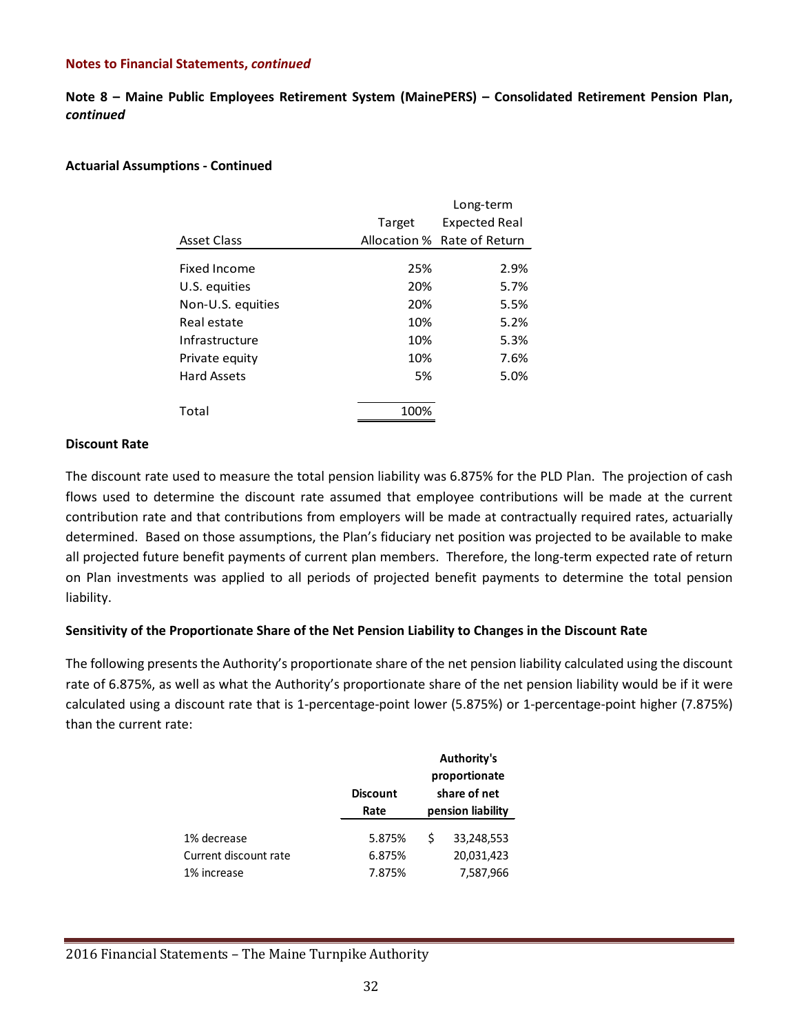**Notes to Financial Statements, *continued***

**Note 8 – Maine Public Employees Retirement System (MainePERS) – Consolidated Retirement Pension Plan, *continued***

**Actuarial Assumptions - Continued**

| Asset Class | Target Allocation % | Long-term Expected Real Rate of Return |
|---|---|---|
| Fixed Income | 25% | 2.9% |
| U.S. equities | 20% | 5.7% |
| Non-U.S. equities | 20% | 5.5% |
| Real estate | 10% | 5.2% |
| Infrastructure | 10% | 5.3% |
| Private equity | 10% | 7.6% |
| Hard Assets | 5% | 5.0% |
| Total | 100% | |

**Discount Rate**

The discount rate used to measure the total pension liability was 6.875% for the PLD Plan. The projection of cash flows used to determine the discount rate assumed that employee contributions will be made at the current contribution rate and that contributions from employers will be made at contractually required rates, actuarially determined. Based on those assumptions, the Plan's fiduciary net position was projected to be available to make all projected future benefit payments of current plan members. Therefore, the long-term expected rate of return on Plan investments was applied to all periods of projected benefit payments to determine the total pension liability.

**Sensitivity of the Proportionate Share of the Net Pension Liability to Changes in the Discount Rate**

The following presents the Authority's proportionate share of the net pension liability calculated using the discount rate of 6.875%, as well as what the Authority's proportionate share of the net pension liability would be if it were calculated using a discount rate that is 1-percentage-point lower (5.875%) or 1-percentage-point higher (7.875%) than the current rate:

| | Discount Rate | Authority's proportionate share of net pension liability |
|---|---|---|
| 1% decrease | 5.875% | $ 33,248,553 |
| Current discount rate | 6.875% | 20,031,423 |
| 1% increase | 7.875% | 7,587,966 |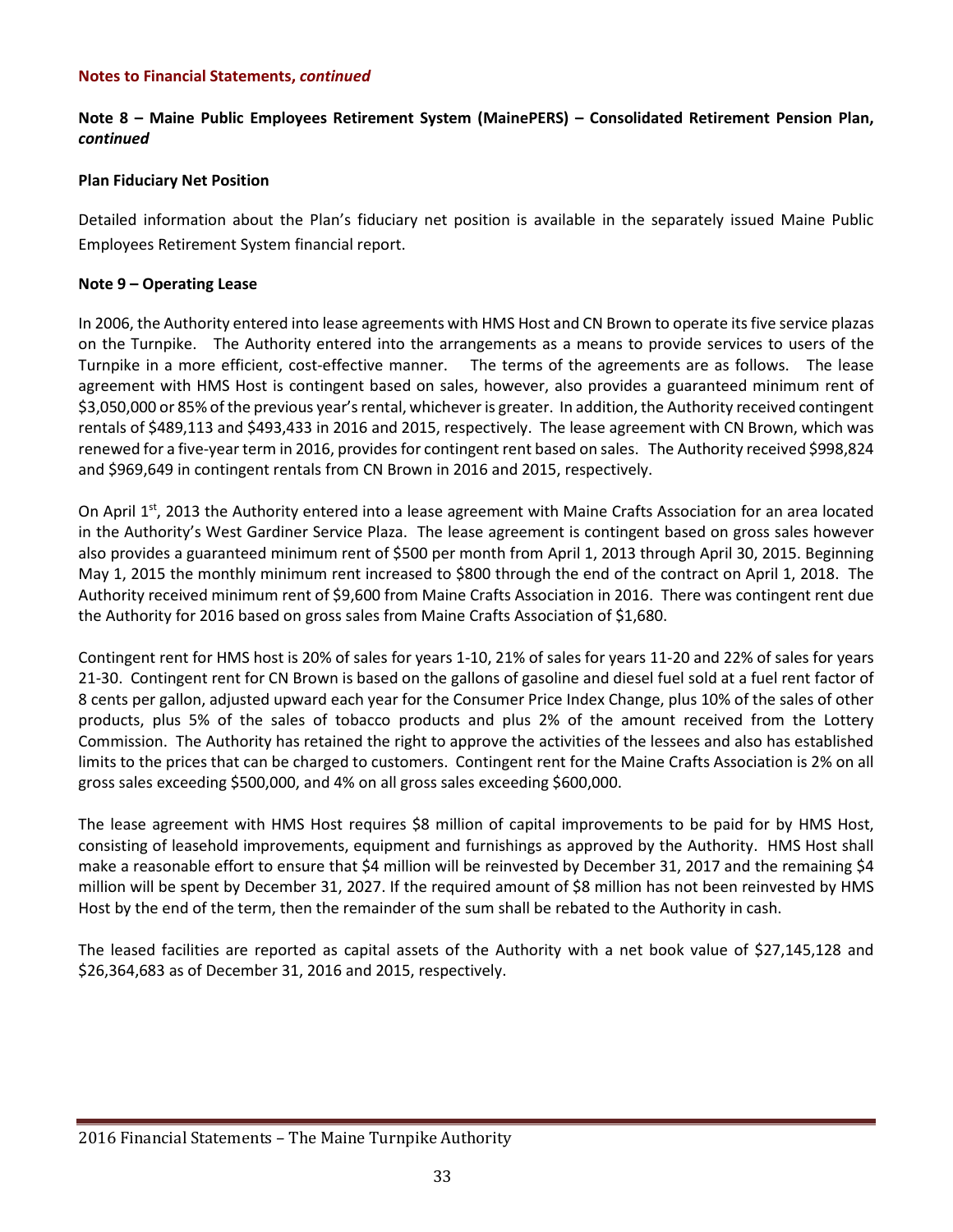**Notes to Financial Statements, *continued***

### Note 8 – Maine Public Employees Retirement System (MainePERS) – Consolidated Retirement Pension Plan, *continued*

**Plan Fiduciary Net Position**

Detailed information about the Plan's fiduciary net position is available in the separately issued Maine Public Employees Retirement System financial report.

### Note 9 – Operating Lease

In 2006, the Authority entered into lease agreements with HMS Host and CN Brown to operate its five service plazas on the Turnpike. The Authority entered into the arrangements as a means to provide services to users of the Turnpike in a more efficient, cost-effective manner. The terms of the agreements are as follows. The lease agreement with HMS Host is contingent based on sales, however, also provides a guaranteed minimum rent of $3,050,000 or 85% of the previous year's rental, whichever is greater. In addition, the Authority received contingent rentals of $489,113 and $493,433 in 2016 and 2015, respectively. The lease agreement with CN Brown, which was renewed for a five-year term in 2016, provides for contingent rent based on sales. The Authority received $998,824 and $969,649 in contingent rentals from CN Brown in 2016 and 2015, respectively.

On April 1st, 2013 the Authority entered into a lease agreement with Maine Crafts Association for an area located in the Authority's West Gardiner Service Plaza. The lease agreement is contingent based on gross sales however also provides a guaranteed minimum rent of $500 per month from April 1, 2013 through April 30, 2015. Beginning May 1, 2015 the monthly minimum rent increased to $800 through the end of the contract on April 1, 2018. The Authority received minimum rent of $9,600 from Maine Crafts Association in 2016. There was contingent rent due the Authority for 2016 based on gross sales from Maine Crafts Association of $1,680.

Contingent rent for HMS host is 20% of sales for years 1-10, 21% of sales for years 11-20 and 22% of sales for years 21-30. Contingent rent for CN Brown is based on the gallons of gasoline and diesel fuel sold at a fuel rent factor of 8 cents per gallon, adjusted upward each year for the Consumer Price Index Change, plus 10% of the sales of other products, plus 5% of the sales of tobacco products and plus 2% of the amount received from the Lottery Commission. The Authority has retained the right to approve the activities of the lessees and also has established limits to the prices that can be charged to customers. Contingent rent for the Maine Crafts Association is 2% on all gross sales exceeding $500,000, and 4% on all gross sales exceeding $600,000.

The lease agreement with HMS Host requires $8 million of capital improvements to be paid for by HMS Host, consisting of leasehold improvements, equipment and furnishings as approved by the Authority. HMS Host shall make a reasonable effort to ensure that $4 million will be reinvested by December 31, 2017 and the remaining $4 million will be spent by December 31, 2027. If the required amount of $8 million has not been reinvested by HMS Host by the end of the term, then the remainder of the sum shall be rebated to the Authority in cash.

The leased facilities are reported as capital assets of the Authority with a net book value of $27,145,128 and $26,364,683 as of December 31, 2016 and 2015, respectively.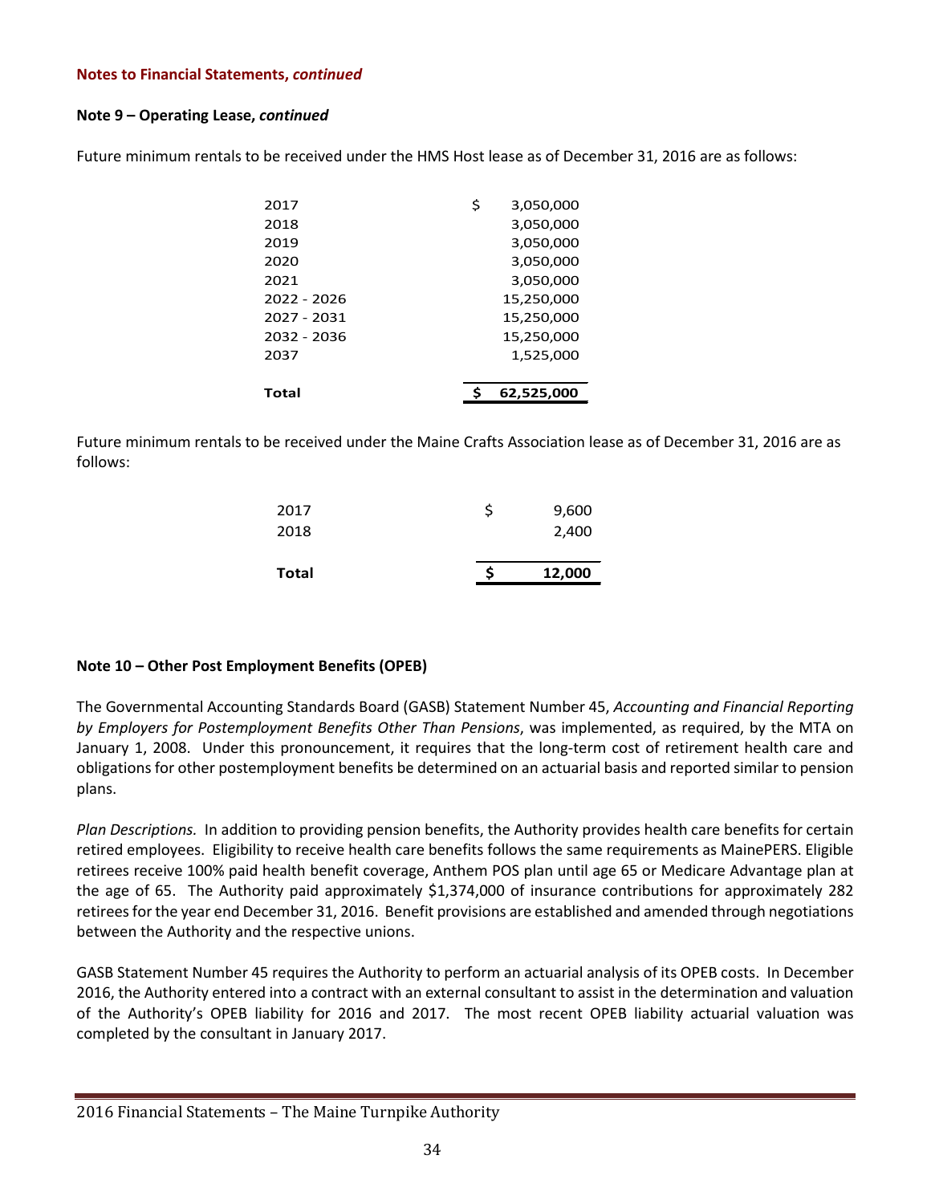**Notes to Financial Statements, *continued***

**Note 9 – Operating Lease, *continued***

Future minimum rentals to be received under the HMS Host lease as of December 31, 2016 are as follows:

| | |
|---|---|
| 2017 | $ 3,050,000 |
| 2018 | 3,050,000 |
| 2019 | 3,050,000 |
| 2020 | 3,050,000 |
| 2021 | 3,050,000 |
| 2022 - 2026 | 15,250,000 |
| 2027 - 2031 | 15,250,000 |
| 2032 - 2036 | 15,250,000 |
| 2037 | 1,525,000 |
| **Total** | **$ 62,525,000** |

Future minimum rentals to be received under the Maine Crafts Association lease as of December 31, 2016 are as follows:

| | |
|---|---|
| 2017 | $ 9,600 |
| 2018 | 2,400 |
| **Total** | **$ 12,000** |

**Note 10 – Other Post Employment Benefits (OPEB)**

The Governmental Accounting Standards Board (GASB) Statement Number 45, *Accounting and Financial Reporting by Employers for Postemployment Benefits Other Than Pensions*, was implemented, as required, by the MTA on January 1, 2008. Under this pronouncement, it requires that the long-term cost of retirement health care and obligations for other postemployment benefits be determined on an actuarial basis and reported similar to pension plans.

*Plan Descriptions.* In addition to providing pension benefits, the Authority provides health care benefits for certain retired employees. Eligibility to receive health care benefits follows the same requirements as MainePERS. Eligible retirees receive 100% paid health benefit coverage, Anthem POS plan until age 65 or Medicare Advantage plan at the age of 65. The Authority paid approximately $1,374,000 of insurance contributions for approximately 282 retirees for the year end December 31, 2016. Benefit provisions are established and amended through negotiations between the Authority and the respective unions.

GASB Statement Number 45 requires the Authority to perform an actuarial analysis of its OPEB costs. In December 2016, the Authority entered into a contract with an external consultant to assist in the determination and valuation of the Authority's OPEB liability for 2016 and 2017. The most recent OPEB liability actuarial valuation was completed by the consultant in January 2017.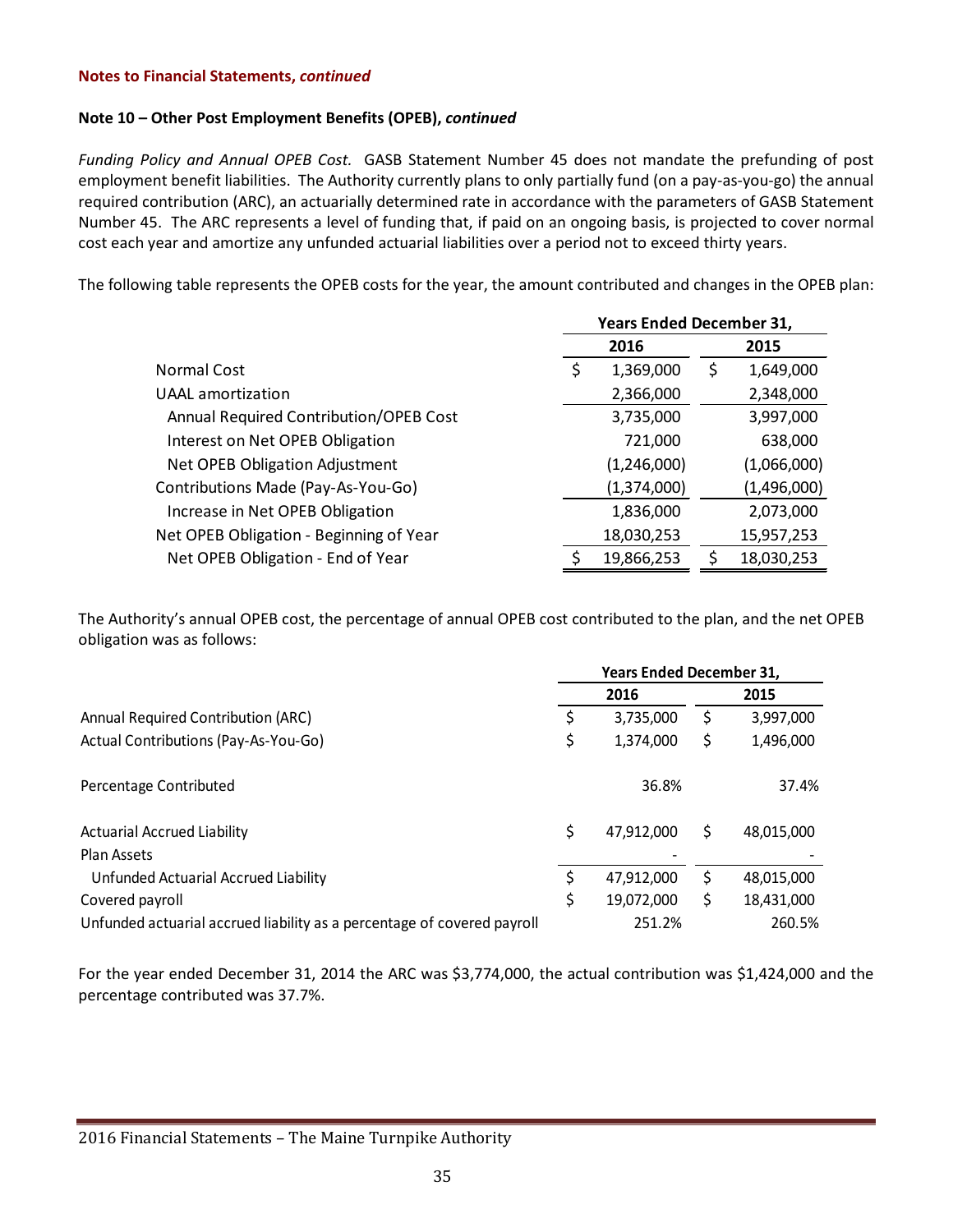**Notes to Financial Statements, *continued***

**Note 10 – Other Post Employment Benefits (OPEB), *continued***

*Funding Policy and Annual OPEB Cost.* GASB Statement Number 45 does not mandate the prefunding of post employment benefit liabilities. The Authority currently plans to only partially fund (on a pay-as-you-go) the annual required contribution (ARC), an actuarially determined rate in accordance with the parameters of GASB Statement Number 45. The ARC represents a level of funding that, if paid on an ongoing basis, is projected to cover normal cost each year and amortize any unfunded actuarial liabilities over a period not to exceed thirty years.

The following table represents the OPEB costs for the year, the amount contributed and changes in the OPEB plan:

| | Years Ended December 31, | |
|---|---|---|
| | **2016** | **2015** |
| Normal Cost | $ 1,369,000 | $ 1,649,000 |
| UAAL amortization | 2,366,000 | 2,348,000 |
| Annual Required Contribution/OPEB Cost | 3,735,000 | 3,997,000 |
| Interest on Net OPEB Obligation | 721,000 | 638,000 |
| Net OPEB Obligation Adjustment | (1,246,000) | (1,066,000) |
| Contributions Made (Pay-As-You-Go) | (1,374,000) | (1,496,000) |
| Increase in Net OPEB Obligation | 1,836,000 | 2,073,000 |
| Net OPEB Obligation - Beginning of Year | 18,030,253 | 15,957,253 |
| Net OPEB Obligation - End of Year | $ 19,866,253 | $ 18,030,253 |

The Authority's annual OPEB cost, the percentage of annual OPEB cost contributed to the plan, and the net OPEB obligation was as follows:

| | Years Ended December 31, | |
|---|---|---|
| | **2016** | **2015** |
| Annual Required Contribution (ARC) | $ 3,735,000 | $ 3,997,000 |
| Actual Contributions (Pay-As-You-Go) | $ 1,374,000 | $ 1,496,000 |
| Percentage Contributed | 36.8% | 37.4% |
| Actuarial Accrued Liability | $ 47,912,000 | $ 48,015,000 |
| Plan Assets | - | - |
| Unfunded Actuarial Accrued Liability | $ 47,912,000 | $ 48,015,000 |
| Covered payroll | $ 19,072,000 | $ 18,431,000 |
| Unfunded actuarial accrued liability as a percentage of covered payroll | 251.2% | 260.5% |

For the year ended December 31, 2014 the ARC was $3,774,000, the actual contribution was $1,424,000 and the percentage contributed was 37.7%.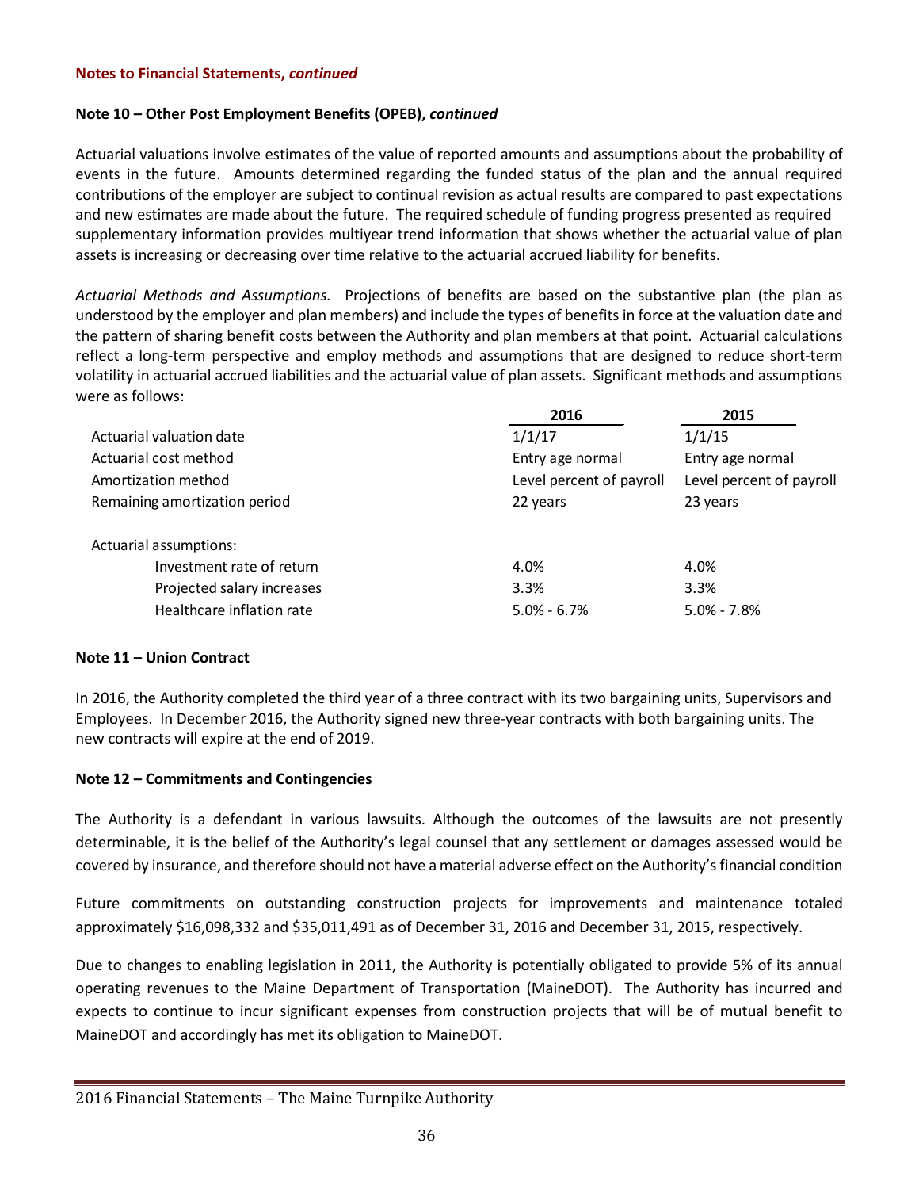**Notes to Financial Statements, *continued***

**Note 10 – Other Post Employment Benefits (OPEB), *continued***

Actuarial valuations involve estimates of the value of reported amounts and assumptions about the probability of events in the future. Amounts determined regarding the funded status of the plan and the annual required contributions of the employer are subject to continual revision as actual results are compared to past expectations and new estimates are made about the future. The required schedule of funding progress presented as required supplementary information provides multiyear trend information that shows whether the actuarial value of plan assets is increasing or decreasing over time relative to the actuarial accrued liability for benefits.

*Actuarial Methods and Assumptions.* Projections of benefits are based on the substantive plan (the plan as understood by the employer and plan members) and include the types of benefits in force at the valuation date and the pattern of sharing benefit costs between the Authority and plan members at that point. Actuarial calculations reflect a long-term perspective and employ methods and assumptions that are designed to reduce short-term volatility in actuarial accrued liabilities and the actuarial value of plan assets. Significant methods and assumptions were as follows:

| | 2016 | 2015 |
|---|---|---|
| Actuarial valuation date | 1/1/17 | 1/1/15 |
| Actuarial cost method | Entry age normal | Entry age normal |
| Amortization method | Level percent of payroll | Level percent of payroll |
| Remaining amortization period | 22 years | 23 years |
| Actuarial assumptions: | | |
| Investment rate of return | 4.0% | 4.0% |
| Projected salary increases | 3.3% | 3.3% |
| Healthcare inflation rate | 5.0% - 6.7% | 5.0% - 7.8% |

**Note 11 – Union Contract**

In 2016, the Authority completed the third year of a three contract with its two bargaining units, Supervisors and Employees. In December 2016, the Authority signed new three-year contracts with both bargaining units. The new contracts will expire at the end of 2019.

**Note 12 – Commitments and Contingencies**

The Authority is a defendant in various lawsuits. Although the outcomes of the lawsuits are not presently determinable, it is the belief of the Authority's legal counsel that any settlement or damages assessed would be covered by insurance, and therefore should not have a material adverse effect on the Authority's financial condition

Future commitments on outstanding construction projects for improvements and maintenance totaled approximately $16,098,332 and $35,011,491 as of December 31, 2016 and December 31, 2015, respectively.

Due to changes to enabling legislation in 2011, the Authority is potentially obligated to provide 5% of its annual operating revenues to the Maine Department of Transportation (MaineDOT). The Authority has incurred and expects to continue to incur significant expenses from construction projects that will be of mutual benefit to MaineDOT and accordingly has met its obligation to MaineDOT.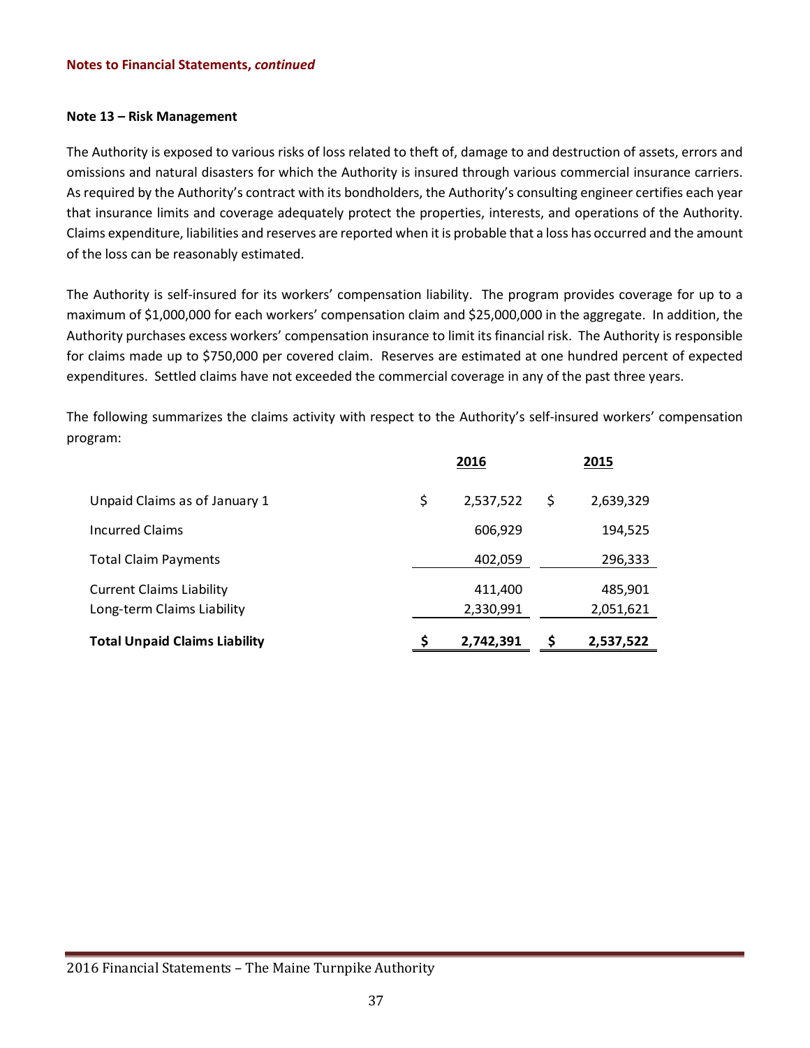**Notes to Financial Statements, *continued***

**Note 13 – Risk Management**

The Authority is exposed to various risks of loss related to theft of, damage to and destruction of assets, errors and omissions and natural disasters for which the Authority is insured through various commercial insurance carriers. As required by the Authority's contract with its bondholders, the Authority's consulting engineer certifies each year that insurance limits and coverage adequately protect the properties, interests, and operations of the Authority. Claims expenditure, liabilities and reserves are reported when it is probable that a loss has occurred and the amount of the loss can be reasonably estimated.

The Authority is self-insured for its workers' compensation liability. The program provides coverage for up to a maximum of $1,000,000 for each workers' compensation claim and $25,000,000 in the aggregate. In addition, the Authority purchases excess workers' compensation insurance to limit its financial risk. The Authority is responsible for claims made up to $750,000 per covered claim. Reserves are estimated at one hundred percent of expected expenditures. Settled claims have not exceeded the commercial coverage in any of the past three years.

The following summarizes the claims activity with respect to the Authority's self-insured workers' compensation program:

| | 2016 | 2015 |
|---|---|---|
| Unpaid Claims as of January 1 | $ 2,537,522 | $ 2,639,329 |
| Incurred Claims | 606,929 | 194,525 |
| Total Claim Payments | 402,059 | 296,333 |
| Current Claims Liability | 411,400 | 485,901 |
| Long-term Claims Liability | 2,330,991 | 2,051,621 |
| **Total Unpaid Claims Liability** | **$ 2,742,391** | **$ 2,537,522** |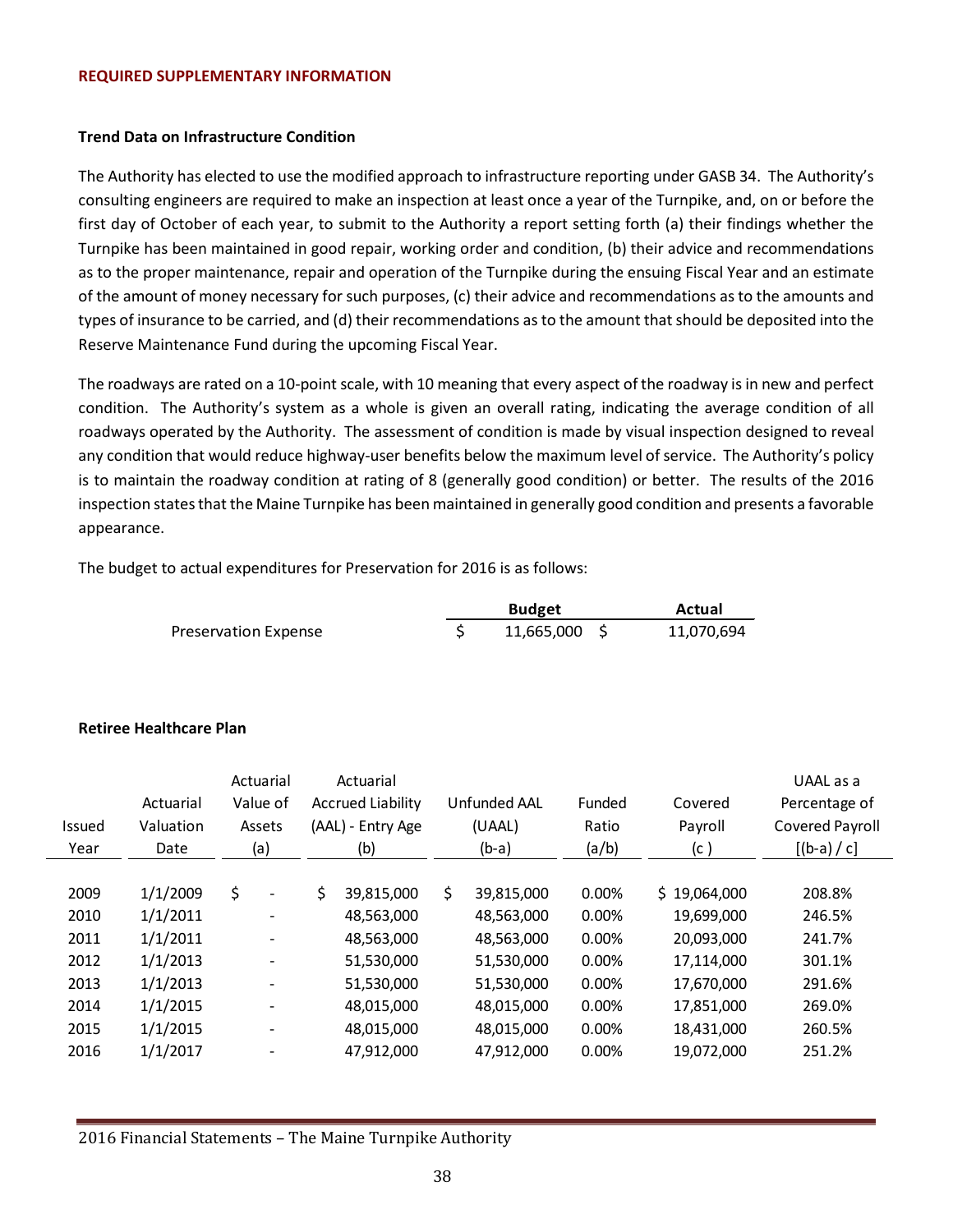## REQUIRED SUPPLEMENTARY INFORMATION

### Trend Data on Infrastructure Condition

The Authority has elected to use the modified approach to infrastructure reporting under GASB 34. The Authority's consulting engineers are required to make an inspection at least once a year of the Turnpike, and, on or before the first day of October of each year, to submit to the Authority a report setting forth (a) their findings whether the Turnpike has been maintained in good repair, working order and condition, (b) their advice and recommendations as to the proper maintenance, repair and operation of the Turnpike during the ensuing Fiscal Year and an estimate of the amount of money necessary for such purposes, (c) their advice and recommendations as to the amounts and types of insurance to be carried, and (d) their recommendations as to the amount that should be deposited into the Reserve Maintenance Fund during the upcoming Fiscal Year.

The roadways are rated on a 10-point scale, with 10 meaning that every aspect of the roadway is in new and perfect condition. The Authority's system as a whole is given an overall rating, indicating the average condition of all roadways operated by the Authority. The assessment of condition is made by visual inspection designed to reveal any condition that would reduce highway-user benefits below the maximum level of service. The Authority's policy is to maintain the roadway condition at rating of 8 (generally good condition) or better. The results of the 2016 inspection states that the Maine Turnpike has been maintained in generally good condition and presents a favorable appearance.

The budget to actual expenditures for Preservation for 2016 is as follows:

| | Budget | Actual |
|---|---|---|
| Preservation Expense | $ 11,665,000 | $ 11,070,694 |

### Retiree Healthcare Plan

| Issued Year | Actuarial Valuation Date | Actuarial Value of Assets (a) | Actuarial Accrued Liability (AAL) - Entry Age (b) | Unfunded AAL (UAAL) (b-a) | Funded Ratio (a/b) | Covered Payroll (c ) | UAAL as a Percentage of Covered Payroll [(b-a) / c] |
|---|---|---|---|---|---|---|---|
| 2009 | 1/1/2009 | $ - | $ 39,815,000 | $ 39,815,000 | 0.00% | $ 19,064,000 | 208.8% |
| 2010 | 1/1/2011 | - | 48,563,000 | 48,563,000 | 0.00% | 19,699,000 | 246.5% |
| 2011 | 1/1/2011 | - | 48,563,000 | 48,563,000 | 0.00% | 20,093,000 | 241.7% |
| 2012 | 1/1/2013 | - | 51,530,000 | 51,530,000 | 0.00% | 17,114,000 | 301.1% |
| 2013 | 1/1/2013 | - | 51,530,000 | 51,530,000 | 0.00% | 17,670,000 | 291.6% |
| 2014 | 1/1/2015 | - | 48,015,000 | 48,015,000 | 0.00% | 17,851,000 | 269.0% |
| 2015 | 1/1/2015 | - | 48,015,000 | 48,015,000 | 0.00% | 18,431,000 | 260.5% |
| 2016 | 1/1/2017 | - | 47,912,000 | 47,912,000 | 0.00% | 19,072,000 | 251.2% |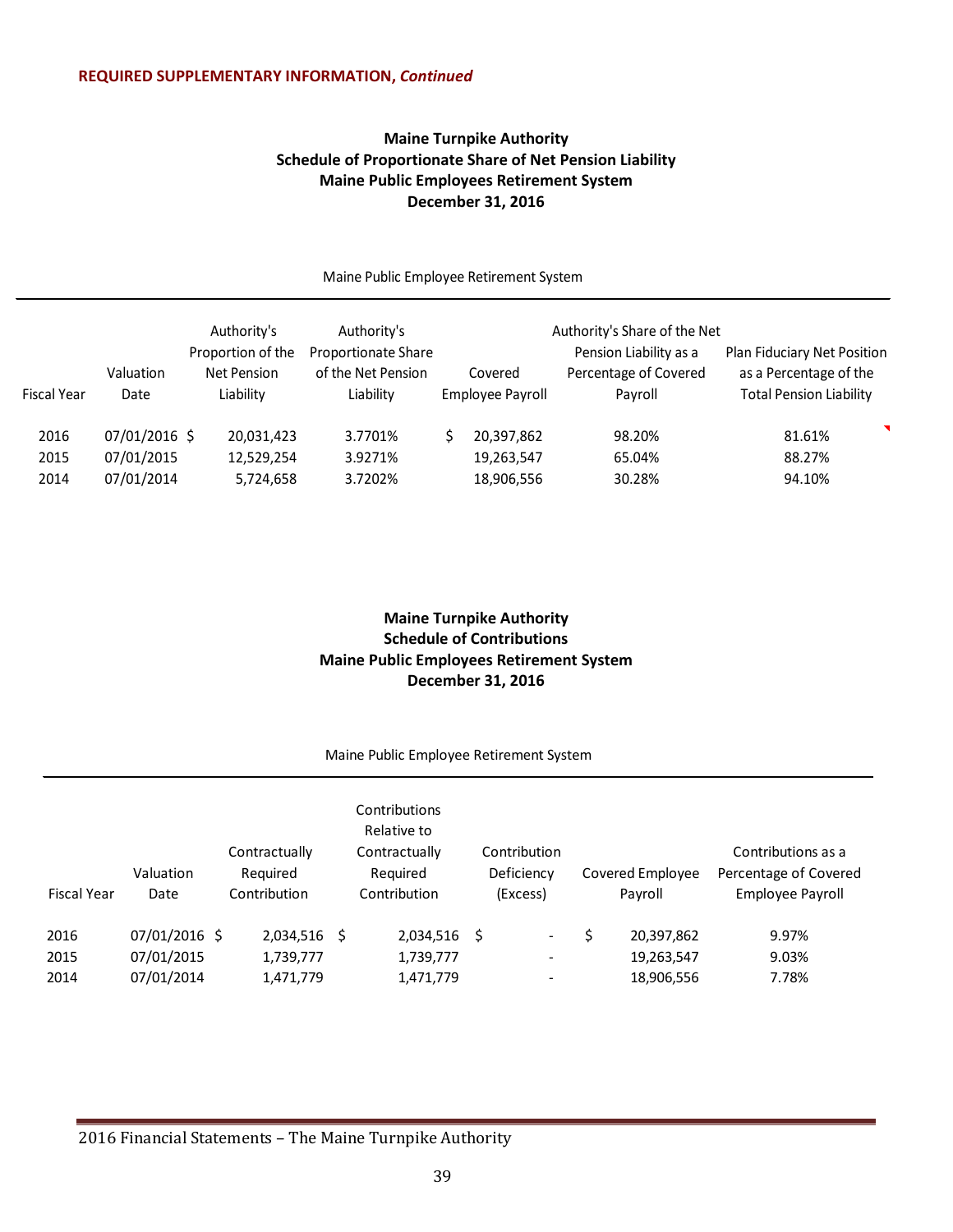**REQUIRED SUPPLEMENTARY INFORMATION, *Continued***

### Maine Turnpike Authority
### Schedule of Proportionate Share of Net Pension Liability
### Maine Public Employees Retirement System
### December 31, 2016

Maine Public Employee Retirement System

| Fiscal Year | Valuation Date | Authority's Proportion of the Net Pension Liability | Authority's Proportionate Share of the Net Pension Liability | Covered Employee Payroll | Authority's Share of the Net Pension Liability as a Percentage of Covered Payroll | Plan Fiduciary Net Position as a Percentage of the Total Pension Liability |
|---|---|---|---|---|---|---|
| 2016 | 07/01/2016 | $ 20,031,423 | 3.7701% | $ 20,397,862 | 98.20% | 81.61% |
| 2015 | 07/01/2015 | 12,529,254 | 3.9271% | 19,263,547 | 65.04% | 88.27% |
| 2014 | 07/01/2014 | 5,724,658 | 3.7202% | 18,906,556 | 30.28% | 94.10% |

### Maine Turnpike Authority
### Schedule of Contributions
### Maine Public Employees Retirement System
### December 31, 2016

Maine Public Employee Retirement System

| Fiscal Year | Valuation Date | Contractually Required Contribution | Contributions Relative to Contractually Required Contribution | Contribution Deficiency (Excess) | Covered Employee Payroll | Contributions as a Percentage of Covered Employee Payroll |
|---|---|---|---|---|---|---|
| 2016 | 07/01/2016 | $ 2,034,516 | $ 2,034,516 | $ - | $ 20,397,862 | 9.97% |
| 2015 | 07/01/2015 | 1,739,777 | 1,739,777 | - | 19,263,547 | 9.03% |
| 2014 | 07/01/2014 | 1,471,779 | 1,471,779 | - | 18,906,556 | 7.78% |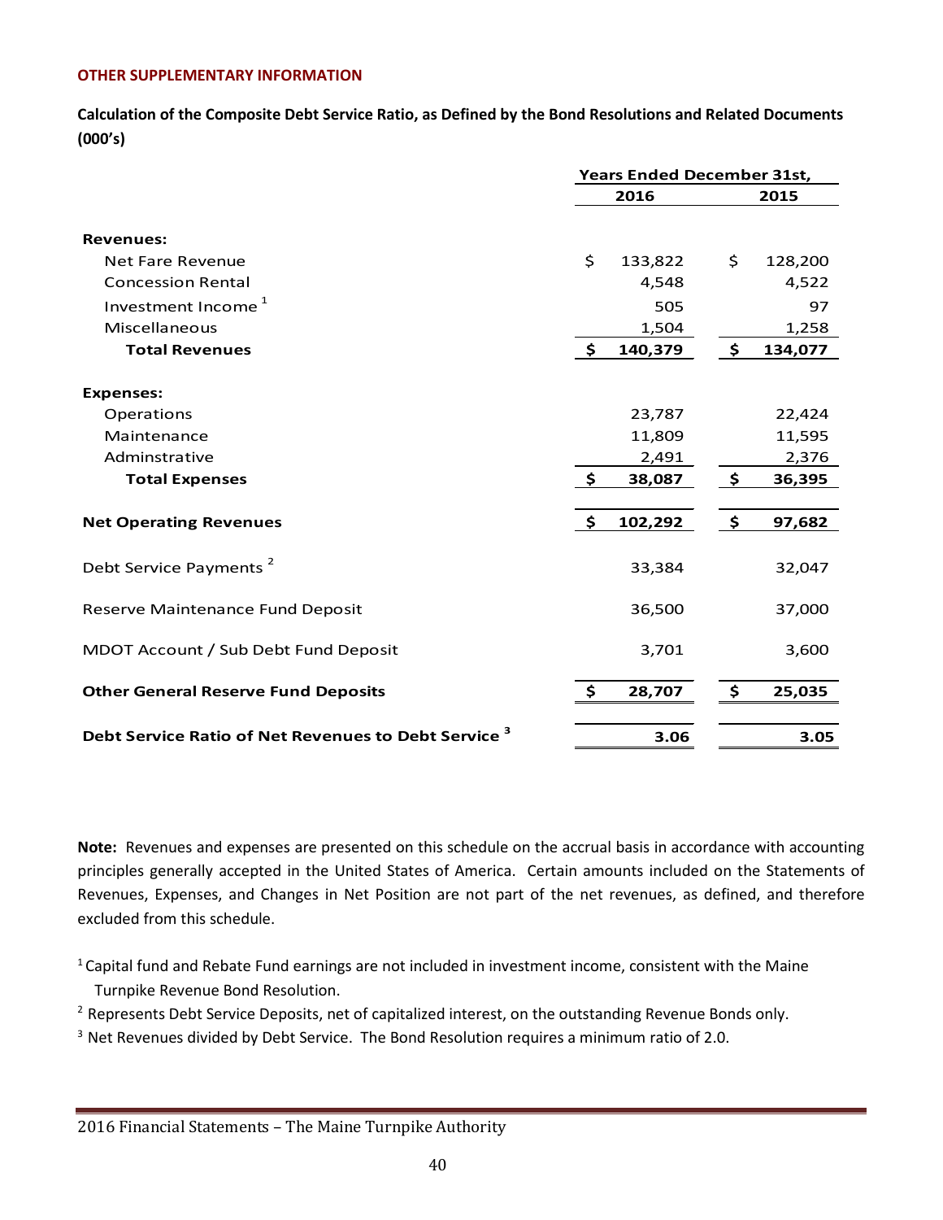**OTHER SUPPLEMENTARY INFORMATION**

**Calculation of the Composite Debt Service Ratio, as Defined by the Bond Resolutions and Related Documents (000's)**

| | Years Ended December 31st, | |
|---|---|---|
| | 2016 | 2015 |
| **Revenues:** | | |
| Net Fare Revenue | $ 133,822 | $ 128,200 |
| Concession Rental | 4,548 | 4,522 |
| Investment Income [1] | 505 | 97 |
| Miscellaneous | 1,504 | 1,258 |
| **Total Revenues** | **$ 140,379** | **$ 134,077** |
| **Expenses:** | | |
| Operations | 23,787 | 22,424 |
| Maintenance | 11,809 | 11,595 |
| Adminstrative | 2,491 | 2,376 |
| **Total Expenses** | **$ 38,087** | **$ 36,395** |
| **Net Operating Revenues** | **$ 102,292** | **$ 97,682** |
| Debt Service Payments [2] | 33,384 | 32,047 |
| Reserve Maintenance Fund Deposit | 36,500 | 37,000 |
| MDOT Account / Sub Debt Fund Deposit | 3,701 | 3,600 |
| **Other General Reserve Fund Deposits** | **$ 28,707** | **$ 25,035** |
| **Debt Service Ratio of Net Revenues to Debt Service [3]** | **3.06** | **3.05** |

**Note:** Revenues and expenses are presented on this schedule on the accrual basis in accordance with accounting principles generally accepted in the United States of America. Certain amounts included on the Statements of Revenues, Expenses, and Changes in Net Position are not part of the net revenues, as defined, and therefore excluded from this schedule.

[1] Capital fund and Rebate Fund earnings are not included in investment income, consistent with the Maine Turnpike Revenue Bond Resolution.

[2] Represents Debt Service Deposits, net of capitalized interest, on the outstanding Revenue Bonds only.

[3] Net Revenues divided by Debt Service. The Bond Resolution requires a minimum ratio of 2.0.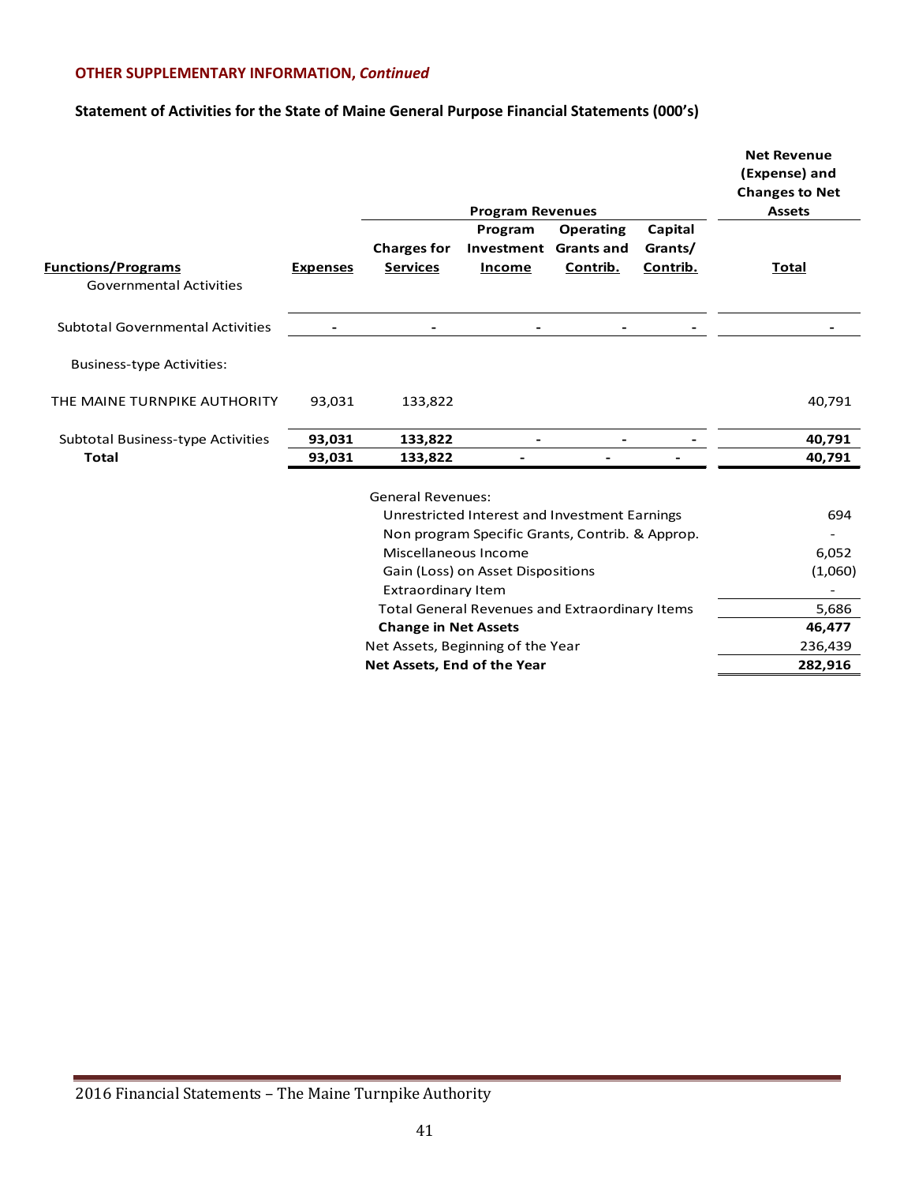**OTHER SUPPLEMENTARY INFORMATION, *Continued***

**Statement of Activities for the State of Maine General Purpose Financial Statements (000's)**

| | | Program Revenues | | | | Net Revenue (Expense) and Changes to Net Assets |
|---|---|---|---|---|---|---|
| **Functions/Programs** | **Expenses** | **Charges for Services** | **Program Investment Income** | **Operating Grants and Contrib.** | **Capital Grants/ Contrib.** | **Total** |
| Governmental Activities | | | | | | |
| Subtotal Governmental Activities | - | - | - | - | - | - |
| Business-type Activities: | | | | | | |
| THE MAINE TURNPIKE AUTHORITY | 93,031 | 133,822 | | | | 40,791 |
| Subtotal Business-type Activities | **93,031** | **133,822** | - | - | - | **40,791** |
| **Total** | **93,031** | **133,822** | - | - | - | **40,791** |

| | |
|---|---|
| General Revenues: | |
| Unrestricted Interest and Investment Earnings | 694 |
| Non program Specific Grants, Contrib. & Approp. | - |
| Miscellaneous Income | 6,052 |
| Gain (Loss) on Asset Dispositions | (1,060) |
| Extraordinary Item | - |
| Total General Revenues and Extraordinary Items | 5,686 |
| **Change in Net Assets** | **46,477** |
| Net Assets, Beginning of the Year | 236,439 |
| **Net Assets, End of the Year** | **282,916** |